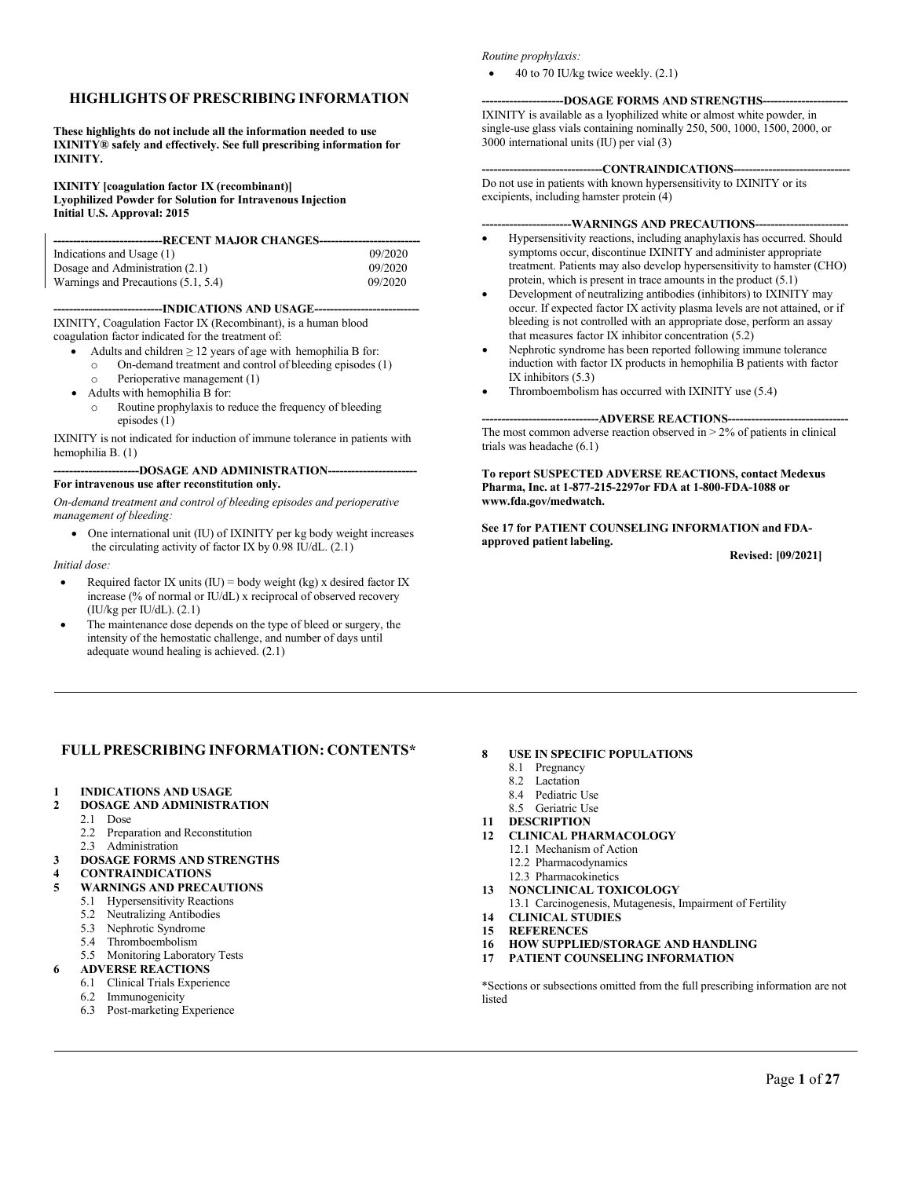## HIGHLIGHTS OF PRESCRIBING INFORMATION

**These highlights do not include all the information needed to use IXINITY® safely and effectively. See full prescribing information for IXINITY.**

**IXINITY [coagulation factor IX (recombinant)]**
**Lyophilized Powder for Solution for Intravenous Injection**
**Initial U.S. Approval: 2015**

**----------------------------RECENT MAJOR CHANGES--------------------------**

| | |
|---|---|
| Indications and Usage (1) | 09/2020 |
| Dosage and Administration (2.1) | 09/2020 |
| Warnings and Precautions (5.1, 5.4) | 09/2020 |

**----------------------------INDICATIONS AND USAGE---------------------------**

IXINITY, Coagulation Factor IX (Recombinant), is a human blood coagulation factor indicated for the treatment of:

- Adults and children ≥ 12 years of age with hemophilia B for:
  - On-demand treatment and control of bleeding episodes (1)
  - Perioperative management (1)
- Adults with hemophilia B for:
  - Routine prophylaxis to reduce the frequency of bleeding episodes (1)

IXINITY is not indicated for induction of immune tolerance in patients with hemophilia B. (1)

**----------------------DOSAGE AND ADMINISTRATION-----------------------**

**For intravenous use after reconstitution only.**

*On-demand treatment and control of bleeding episodes and perioperative management of bleeding:*

- One international unit (IU) of IXINITY per kg body weight increases the circulating activity of factor IX by 0.98 IU/dL. (2.1)

*Initial dose:*

- Required factor IX units (IU) = body weight (kg) x desired factor IX increase (% of normal or IU/dL) x reciprocal of observed recovery (IU/kg per IU/dL). (2.1)
- The maintenance dose depends on the type of bleed or surgery, the intensity of the hemostatic challenge, and number of days until adequate wound healing is achieved. (2.1)

*Routine prophylaxis:*

- 40 to 70 IU/kg twice weekly. (2.1)

**---------------------DOSAGE FORMS AND STRENGTHS----------------------**

IXINITY is available as a lyophilized white or almost white powder, in single-use glass vials containing nominally 250, 500, 1000, 1500, 2000, or 3000 international units (IU) per vial (3)

**-------------------------------CONTRAINDICATIONS------------------------------**

Do not use in patients with known hypersensitivity to IXINITY or its excipients, including hamster protein (4)

**-----------------------WARNINGS AND PRECAUTIONS------------------------**

- Hypersensitivity reactions, including anaphylaxis has occurred. Should symptoms occur, discontinue IXINITY and administer appropriate treatment. Patients may also develop hypersensitivity to hamster (CHO) protein, which is present in trace amounts in the product (5.1)
- Development of neutralizing antibodies (inhibitors) to IXINITY may occur. If expected factor IX activity plasma levels are not attained, or if bleeding is not controlled with an appropriate dose, perform an assay that measures factor IX inhibitor concentration (5.2)
- Nephrotic syndrome has been reported following immune tolerance induction with factor IX products in hemophilia B patients with factor IX inhibitors (5.3)
- Thromboembolism has occurred with IXINITY use (5.4)

**------------------------------ADVERSE REACTIONS-------------------------------**

The most common adverse reaction observed in > 2% of patients in clinical trials was headache (6.1)

**To report SUSPECTED ADVERSE REACTIONS, contact Medexus Pharma, Inc. at 1-877-215-2297or FDA at 1-800-FDA-1088 or www.fda.gov/medwatch.**

**See 17 for PATIENT COUNSELING INFORMATION and FDA-approved patient labeling.**

**Revised: [09/2021]**

---

## FULL PRESCRIBING INFORMATION: CONTENTS*

**1 INDICATIONS AND USAGE**
**2 DOSAGE AND ADMINISTRATION**
- 2.1 Dose
- 2.2 Preparation and Reconstitution
- 2.3 Administration

**3 DOSAGE FORMS AND STRENGTHS**
**4 CONTRAINDICATIONS**
**5 WARNINGS AND PRECAUTIONS**
- 5.1 Hypersensitivity Reactions
- 5.2 Neutralizing Antibodies
- 5.3 Nephrotic Syndrome
- 5.4 Thromboembolism
- 5.5 Monitoring Laboratory Tests

**6 ADVERSE REACTIONS**
- 6.1 Clinical Trials Experience
- 6.2 Immunogenicity
- 6.3 Post-marketing Experience

**8 USE IN SPECIFIC POPULATIONS**
- 8.1 Pregnancy
- 8.2 Lactation
- 8.4 Pediatric Use
- 8.5 Geriatric Use

**11 DESCRIPTION**
**12 CLINICAL PHARMACOLOGY**
- 12.1 Mechanism of Action
- 12.2 Pharmacodynamics
- 12.3 Pharmacokinetics

**13 NONCLINICAL TOXICOLOGY**
- 13.1 Carcinogenesis, Mutagenesis, Impairment of Fertility

**14 CLINICAL STUDIES**
**15 REFERENCES**
**16 HOW SUPPLIED/STORAGE AND HANDLING**
**17 PATIENT COUNSELING INFORMATION**

*Sections or subsections omitted from the full prescribing information are not listed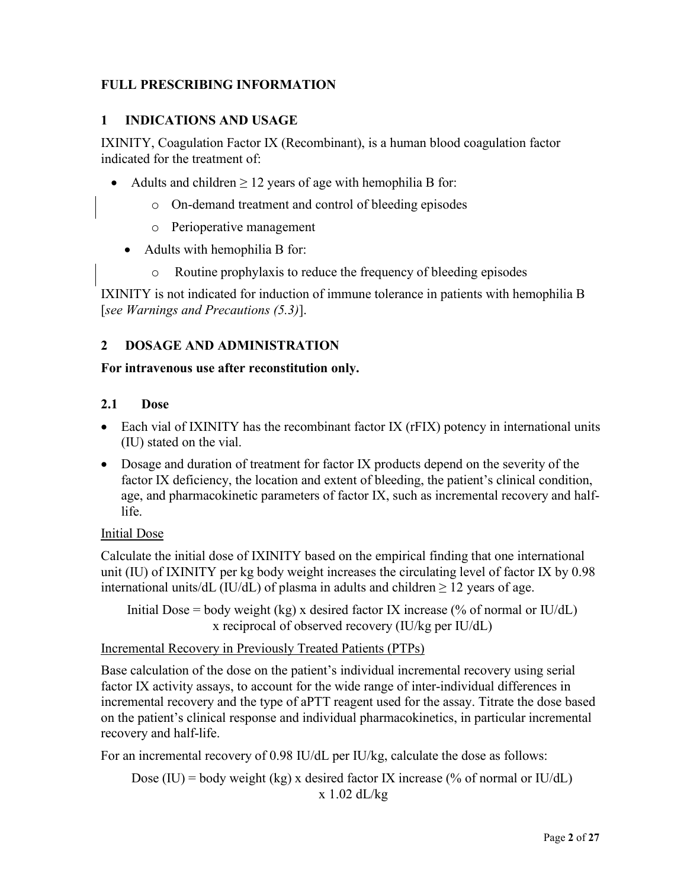# FULL PRESCRIBING INFORMATION

## 1 INDICATIONS AND USAGE

IXINITY, Coagulation Factor IX (Recombinant), is a human blood coagulation factor indicated for the treatment of:

- Adults and children ≥ 12 years of age with hemophilia B for:
  - On-demand treatment and control of bleeding episodes
  - Perioperative management
- Adults with hemophilia B for:
  - Routine prophylaxis to reduce the frequency of bleeding episodes

IXINITY is not indicated for induction of immune tolerance in patients with hemophilia B [*see Warnings and Precautions (5.3)*].

## 2 DOSAGE AND ADMINISTRATION

**For intravenous use after reconstitution only.**

### 2.1 Dose

- Each vial of IXINITY has the recombinant factor IX (rFIX) potency in international units (IU) stated on the vial.
- Dosage and duration of treatment for factor IX products depend on the severity of the factor IX deficiency, the location and extent of bleeding, the patient's clinical condition, age, and pharmacokinetic parameters of factor IX, such as incremental recovery and half-life.

Initial Dose

Calculate the initial dose of IXINITY based on the empirical finding that one international unit (IU) of IXINITY per kg body weight increases the circulating level of factor IX by 0.98 international units/dL (IU/dL) of plasma in adults and children ≥ 12 years of age.

Initial Dose = body weight (kg) x desired factor IX increase (% of normal or IU/dL) x reciprocal of observed recovery (IU/kg per IU/dL)

Incremental Recovery in Previously Treated Patients (PTPs)

Base calculation of the dose on the patient's individual incremental recovery using serial factor IX activity assays, to account for the wide range of inter-individual differences in incremental recovery and the type of aPTT reagent used for the assay. Titrate the dose based on the patient's clinical response and individual pharmacokinetics, in particular incremental recovery and half-life.

For an incremental recovery of 0.98 IU/dL per IU/kg, calculate the dose as follows:

Dose (IU) = body weight (kg) x desired factor IX increase (% of normal or IU/dL) x 1.02 dL/kg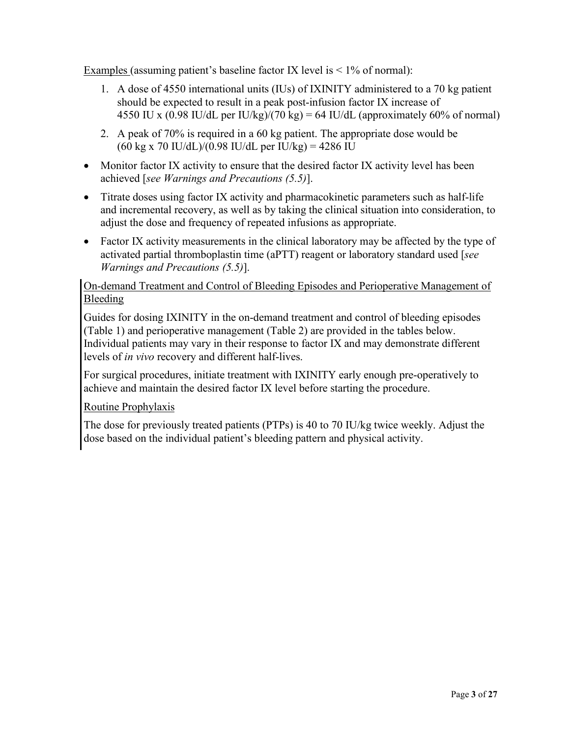Examples (assuming patient's baseline factor IX level is < 1% of normal):

1. A dose of 4550 international units (IUs) of IXINITY administered to a 70 kg patient should be expected to result in a peak post-infusion factor IX increase of 4550 IU x (0.98 IU/dL per IU/kg)/(70 kg) = 64 IU/dL (approximately 60% of normal)
2. A peak of 70% is required in a 60 kg patient. The appropriate dose would be (60 kg x 70 IU/dL)/(0.98 IU/dL per IU/kg) = 4286 IU

- Monitor factor IX activity to ensure that the desired factor IX activity level has been achieved [*see Warnings and Precautions (5.5)*].
- Titrate doses using factor IX activity and pharmacokinetic parameters such as half-life and incremental recovery, as well as by taking the clinical situation into consideration, to adjust the dose and frequency of repeated infusions as appropriate.
- Factor IX activity measurements in the clinical laboratory may be affected by the type of activated partial thromboplastin time (aPTT) reagent or laboratory standard used [*see Warnings and Precautions (5.5)*].

On-demand Treatment and Control of Bleeding Episodes and Perioperative Management of Bleeding

Guides for dosing IXINITY in the on-demand treatment and control of bleeding episodes (Table 1) and perioperative management (Table 2) are provided in the tables below. Individual patients may vary in their response to factor IX and may demonstrate different levels of *in vivo* recovery and different half-lives.

For surgical procedures, initiate treatment with IXINITY early enough pre-operatively to achieve and maintain the desired factor IX level before starting the procedure.

Routine Prophylaxis

The dose for previously treated patients (PTPs) is 40 to 70 IU/kg twice weekly. Adjust the dose based on the individual patient's bleeding pattern and physical activity.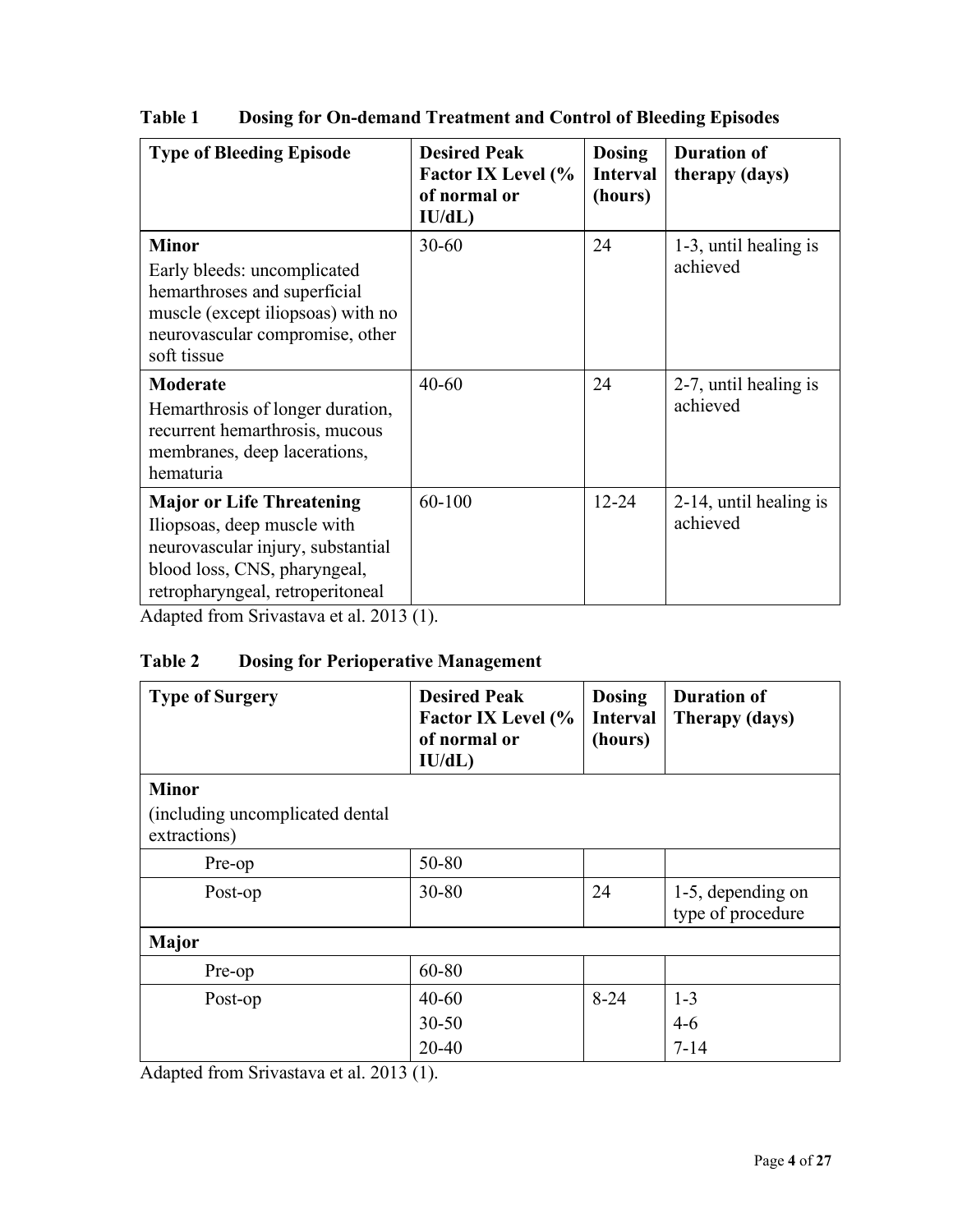**Table 1 Dosing for On-demand Treatment and Control of Bleeding Episodes**

| Type of Bleeding Episode | Desired Peak Factor IX Level (% of normal or IU/dL) | Dosing Interval (hours) | Duration of therapy (days) |
|---|---|---|---|
| **Minor**<br>Early bleeds: uncomplicated hemarthroses and superficial muscle (except iliopsoas) with no neurovascular compromise, other soft tissue | 30-60 | 24 | 1-3, until healing is achieved |
| **Moderate**<br>Hemarthrosis of longer duration, recurrent hemarthrosis, mucous membranes, deep lacerations, hematuria | 40-60 | 24 | 2-7, until healing is achieved |
| **Major or Life Threatening**<br>Iliopsoas, deep muscle with neurovascular injury, substantial blood loss, CNS, pharyngeal, retropharyngeal, retroperitoneal | 60-100 | 12-24 | 2-14, until healing is achieved |

Adapted from Srivastava et al. 2013 (1).

**Table 2 Dosing for Perioperative Management**

| Type of Surgery | Desired Peak Factor IX Level (% of normal or IU/dL) | Dosing Interval (hours) | Duration of Therapy (days) |
|---|---|---|---|
| **Minor**<br>(including uncomplicated dental extractions) | | | |
| Pre-op | 50-80 | | |
| Post-op | 30-80 | 24 | 1-5, depending on type of procedure |
| **Major** | | | |
| Pre-op | 60-80 | | |
| Post-op | 40-60<br>30-50<br>20-40 | 8-24 | 1-3<br>4-6<br>7-14 |

Adapted from Srivastava et al. 2013 (1).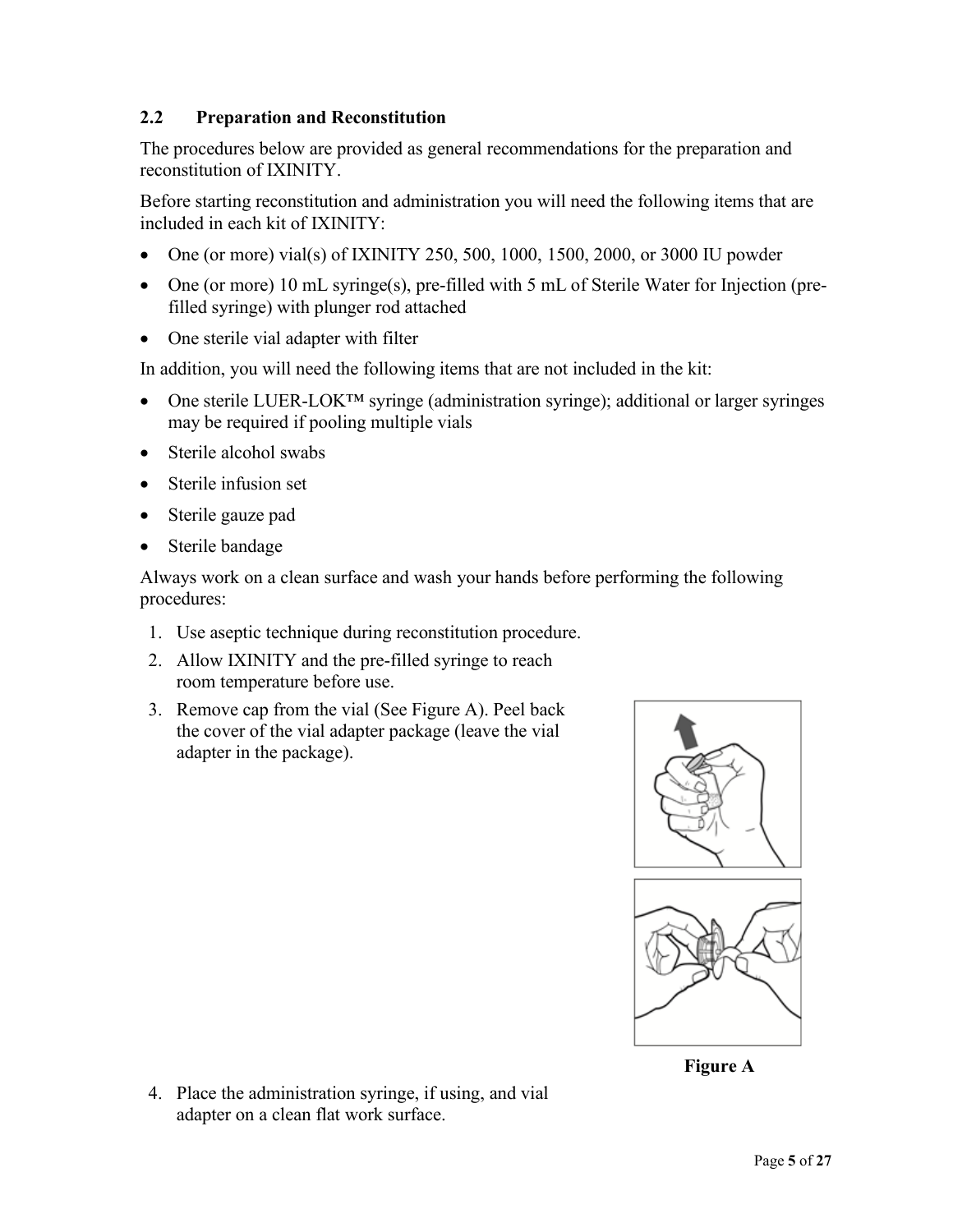## 2.2 Preparation and Reconstitution

The procedures below are provided as general recommendations for the preparation and reconstitution of IXINITY.

Before starting reconstitution and administration you will need the following items that are included in each kit of IXINITY:

- One (or more) vial(s) of IXINITY 250, 500, 1000, 1500, 2000, or 3000 IU powder
- One (or more) 10 mL syringe(s), pre-filled with 5 mL of Sterile Water for Injection (pre-filled syringe) with plunger rod attached
- One sterile vial adapter with filter

In addition, you will need the following items that are not included in the kit:

- One sterile LUER-LOK™ syringe (administration syringe); additional or larger syringes may be required if pooling multiple vials
- Sterile alcohol swabs
- Sterile infusion set
- Sterile gauze pad
- Sterile bandage

Always work on a clean surface and wash your hands before performing the following procedures:

1. Use aseptic technique during reconstitution procedure.
2. Allow IXINITY and the pre-filled syringe to reach room temperature before use.
3. Remove cap from the vial (See Figure A). Peel back the cover of the vial adapter package (leave the vial adapter in the package).

**Figure A**

4. Place the administration syringe, if using, and vial adapter on a clean flat work surface.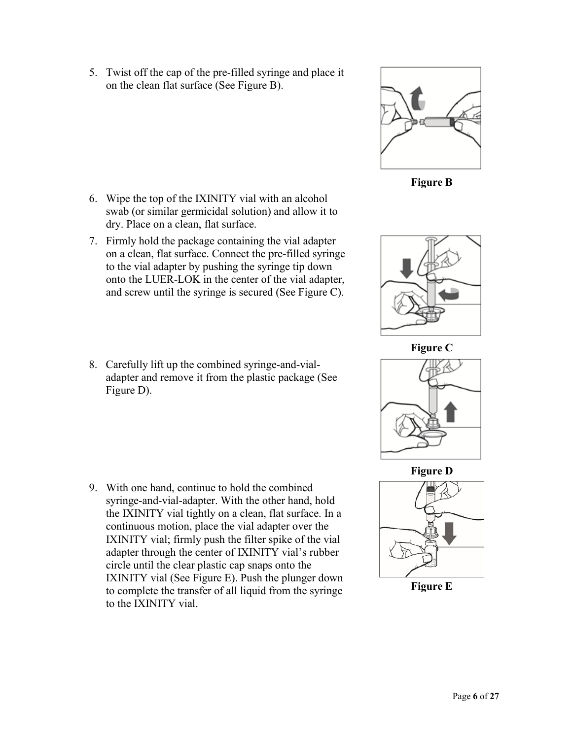5. Twist off the cap of the pre-filled syringe and place it on the clean flat surface (See Figure B).

Figure B

6. Wipe the top of the IXINITY vial with an alcohol swab (or similar germicidal solution) and allow it to dry. Place on a clean, flat surface.
7. Firmly hold the package containing the vial adapter on a clean, flat surface. Connect the pre-filled syringe to the vial adapter by pushing the syringe tip down onto the LUER-LOK in the center of the vial adapter, and screw until the syringe is secured (See Figure C).

Figure C

8. Carefully lift up the combined syringe-and-vial-adapter and remove it from the plastic package (See Figure D).

Figure D

9. With one hand, continue to hold the combined syringe-and-vial-adapter. With the other hand, hold the IXINITY vial tightly on a clean, flat surface. In a continuous motion, place the vial adapter over the IXINITY vial; firmly push the filter spike of the vial adapter through the center of IXINITY vial's rubber circle until the clear plastic cap snaps onto the IXINITY vial (See Figure E). Push the plunger down to complete the transfer of all liquid from the syringe to the IXINITY vial.

Figure E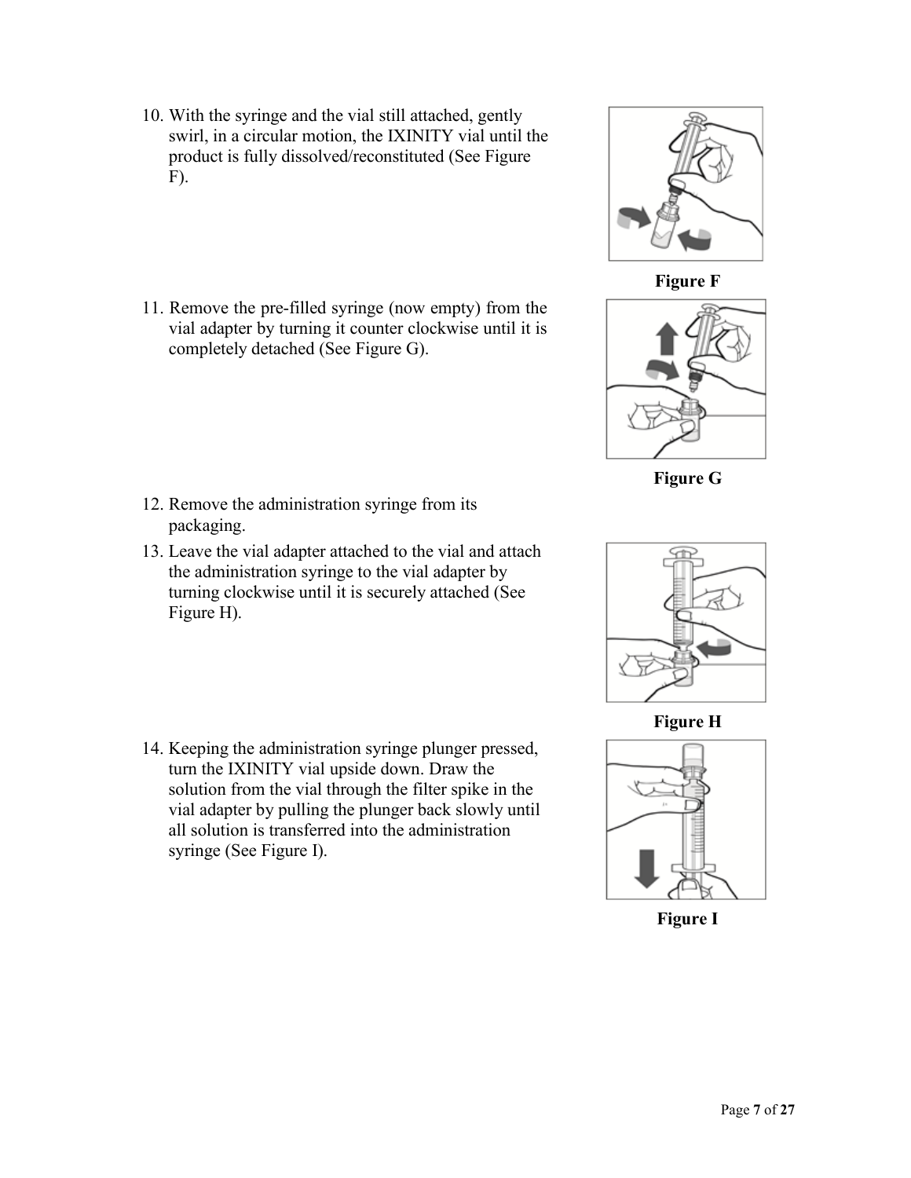10. With the syringe and the vial still attached, gently swirl, in a circular motion, the IXINITY vial until the product is fully dissolved/reconstituted (See Figure F).

**Figure F**

11. Remove the pre-filled syringe (now empty) from the vial adapter by turning it counter clockwise until it is completely detached (See Figure G).

**Figure G**

12. Remove the administration syringe from its packaging.
13. Leave the vial adapter attached to the vial and attach the administration syringe to the vial adapter by turning clockwise until it is securely attached (See Figure H).

**Figure H**

14. Keeping the administration syringe plunger pressed, turn the IXINITY vial upside down. Draw the solution from the vial through the filter spike in the vial adapter by pulling the plunger back slowly until all solution is transferred into the administration syringe (See Figure I).

**Figure I**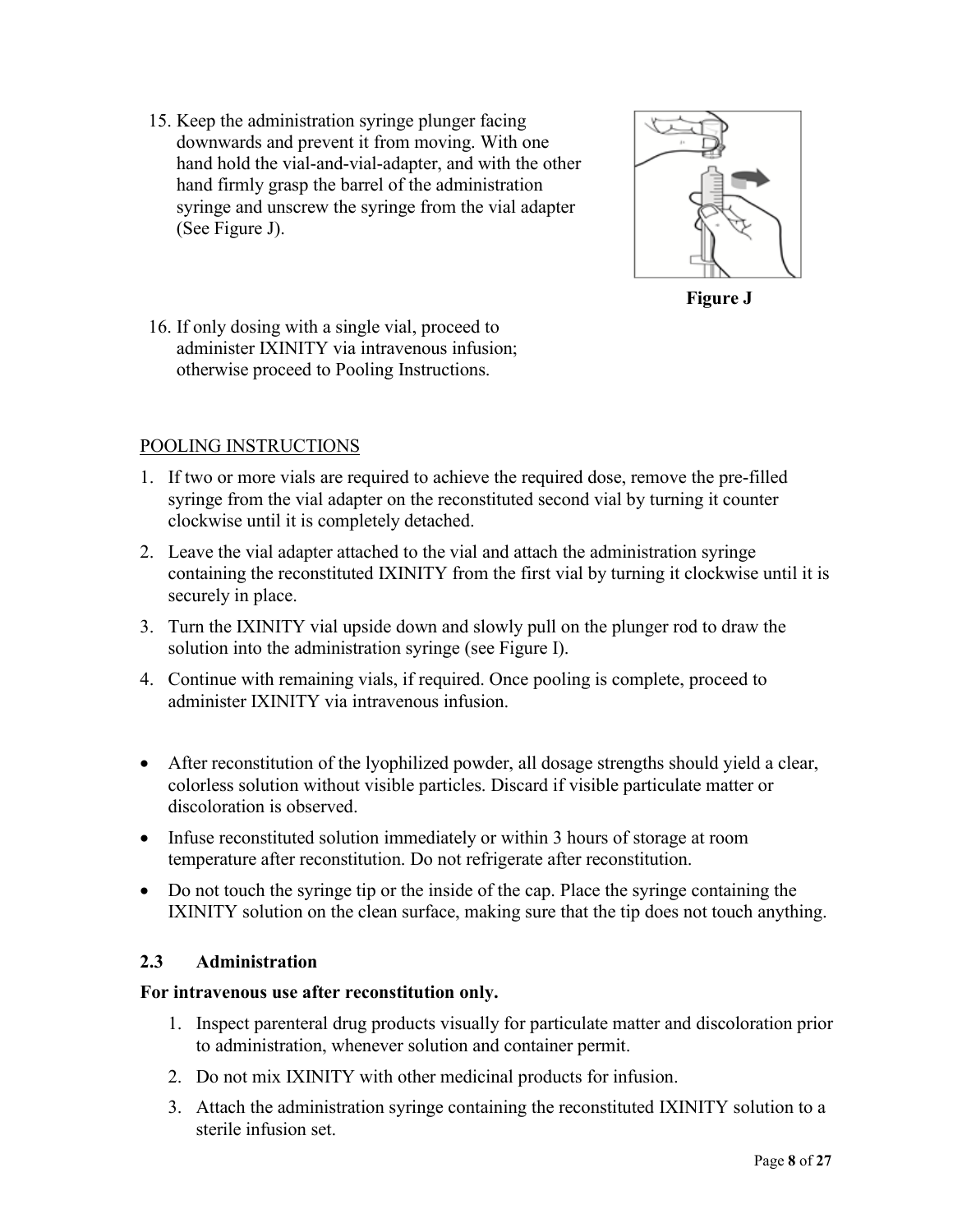15. Keep the administration syringe plunger facing downwards and prevent it from moving. With one hand hold the vial-and-vial-adapter, and with the other hand firmly grasp the barrel of the administration syringe and unscrew the syringe from the vial adapter (See Figure J).

**Figure J**

16. If only dosing with a single vial, proceed to administer IXINITY via intravenous infusion; otherwise proceed to Pooling Instructions.

POOLING INSTRUCTIONS

1. If two or more vials are required to achieve the required dose, remove the pre-filled syringe from the vial adapter on the reconstituted second vial by turning it counter clockwise until it is completely detached.
2. Leave the vial adapter attached to the vial and attach the administration syringe containing the reconstituted IXINITY from the first vial by turning it clockwise until it is securely in place.
3. Turn the IXINITY vial upside down and slowly pull on the plunger rod to draw the solution into the administration syringe (see Figure I).
4. Continue with remaining vials, if required. Once pooling is complete, proceed to administer IXINITY via intravenous infusion.

- After reconstitution of the lyophilized powder, all dosage strengths should yield a clear, colorless solution without visible particles. Discard if visible particulate matter or discoloration is observed.
- Infuse reconstituted solution immediately or within 3 hours of storage at room temperature after reconstitution. Do not refrigerate after reconstitution.
- Do not touch the syringe tip or the inside of the cap. Place the syringe containing the IXINITY solution on the clean surface, making sure that the tip does not touch anything.

### 2.3 Administration

**For intravenous use after reconstitution only.**

1. Inspect parenteral drug products visually for particulate matter and discoloration prior to administration, whenever solution and container permit.
2. Do not mix IXINITY with other medicinal products for infusion.
3. Attach the administration syringe containing the reconstituted IXINITY solution to a sterile infusion set.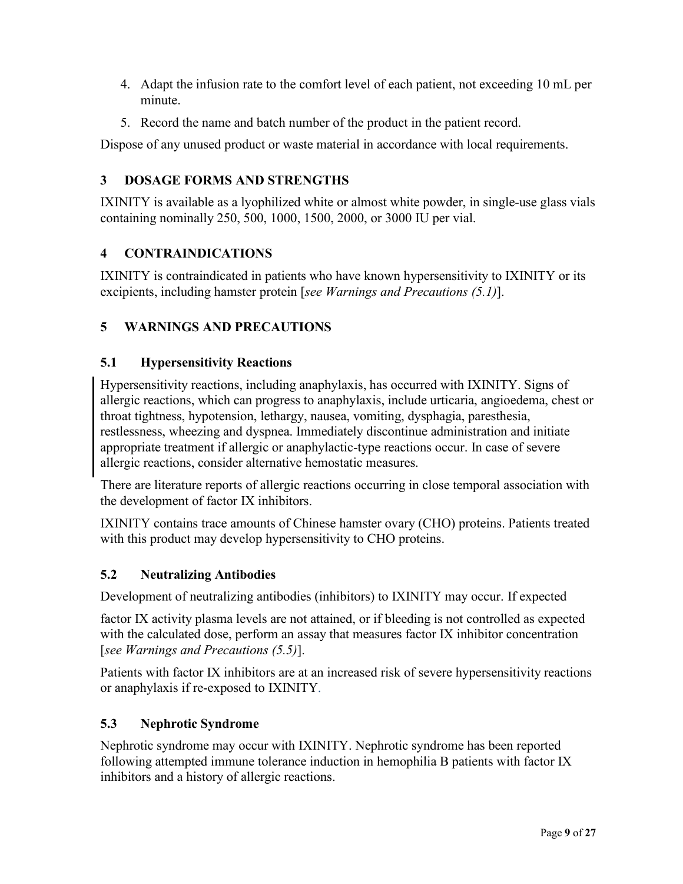4. Adapt the infusion rate to the comfort level of each patient, not exceeding 10 mL per minute.
5. Record the name and batch number of the product in the patient record.

Dispose of any unused product or waste material in accordance with local requirements.

## 3 DOSAGE FORMS AND STRENGTHS

IXINITY is available as a lyophilized white or almost white powder, in single-use glass vials containing nominally 250, 500, 1000, 1500, 2000, or 3000 IU per vial.

## 4 CONTRAINDICATIONS

IXINITY is contraindicated in patients who have known hypersensitivity to IXINITY or its excipients, including hamster protein [*see Warnings and Precautions (5.1)*].

## 5 WARNINGS AND PRECAUTIONS

### 5.1 Hypersensitivity Reactions

Hypersensitivity reactions, including anaphylaxis, has occurred with IXINITY. Signs of allergic reactions, which can progress to anaphylaxis, include urticaria, angioedema, chest or throat tightness, hypotension, lethargy, nausea, vomiting, dysphagia, paresthesia, restlessness, wheezing and dyspnea. Immediately discontinue administration and initiate appropriate treatment if allergic or anaphylactic-type reactions occur. In case of severe allergic reactions, consider alternative hemostatic measures.

There are literature reports of allergic reactions occurring in close temporal association with the development of factor IX inhibitors.

IXINITY contains trace amounts of Chinese hamster ovary (CHO) proteins. Patients treated with this product may develop hypersensitivity to CHO proteins.

### 5.2 Neutralizing Antibodies

Development of neutralizing antibodies (inhibitors) to IXINITY may occur. If expected factor IX activity plasma levels are not attained, or if bleeding is not controlled as expected with the calculated dose, perform an assay that measures factor IX inhibitor concentration [*see Warnings and Precautions (5.5)*].

Patients with factor IX inhibitors are at an increased risk of severe hypersensitivity reactions or anaphylaxis if re-exposed to IXINITY.

### 5.3 Nephrotic Syndrome

Nephrotic syndrome may occur with IXINITY. Nephrotic syndrome has been reported following attempted immune tolerance induction in hemophilia B patients with factor IX inhibitors and a history of allergic reactions.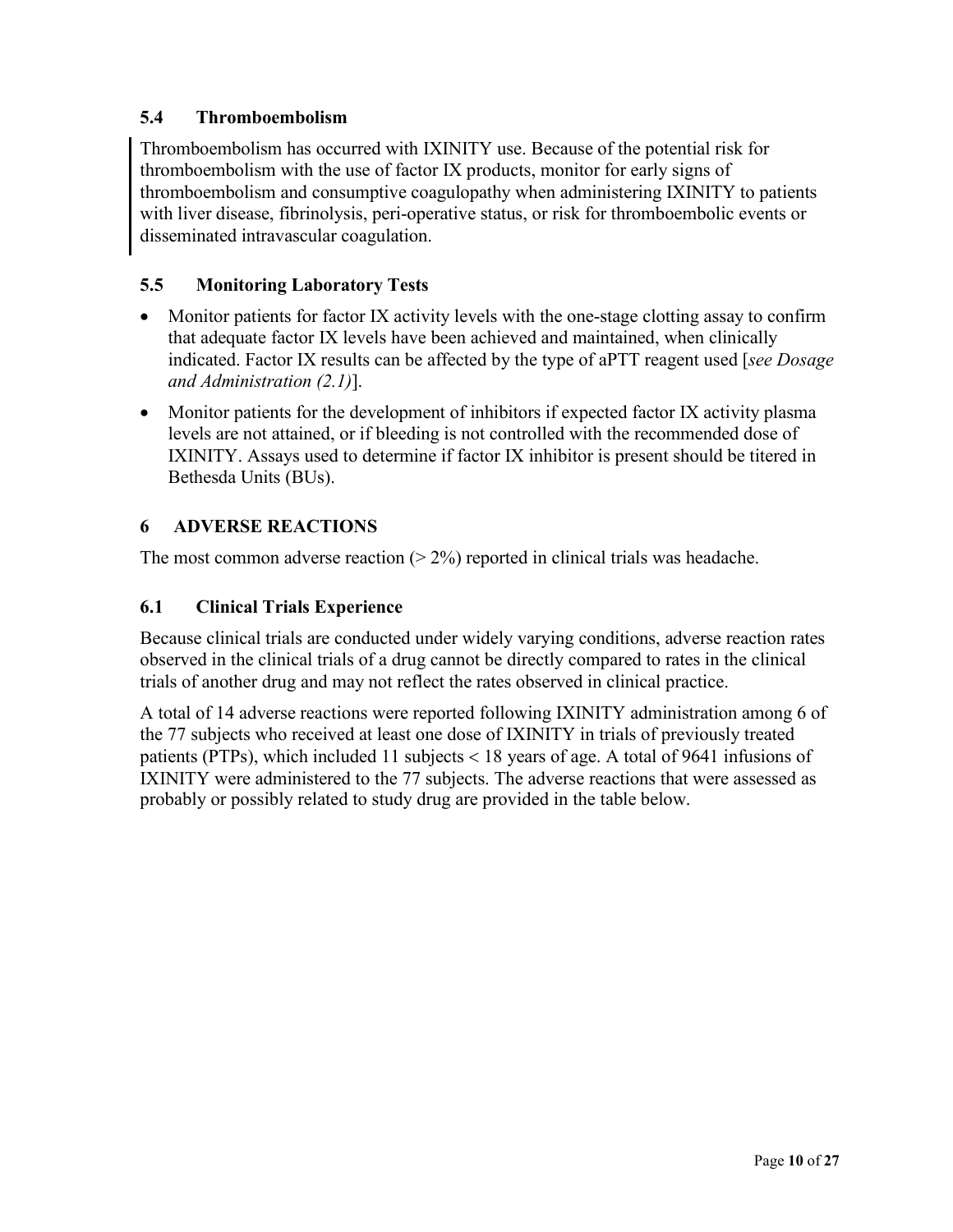### 5.4 Thromboembolism

Thromboembolism has occurred with IXINITY use. Because of the potential risk for thromboembolism with the use of factor IX products, monitor for early signs of thromboembolism and consumptive coagulopathy when administering IXINITY to patients with liver disease, fibrinolysis, peri-operative status, or risk for thromboembolic events or disseminated intravascular coagulation.

### 5.5 Monitoring Laboratory Tests

- Monitor patients for factor IX activity levels with the one-stage clotting assay to confirm that adequate factor IX levels have been achieved and maintained, when clinically indicated. Factor IX results can be affected by the type of aPTT reagent used [*see Dosage and Administration (2.1)*].
- Monitor patients for the development of inhibitors if expected factor IX activity plasma levels are not attained, or if bleeding is not controlled with the recommended dose of IXINITY. Assays used to determine if factor IX inhibitor is present should be titered in Bethesda Units (BUs).

## 6 ADVERSE REACTIONS

The most common adverse reaction (> 2%) reported in clinical trials was headache.

### 6.1 Clinical Trials Experience

Because clinical trials are conducted under widely varying conditions, adverse reaction rates observed in the clinical trials of a drug cannot be directly compared to rates in the clinical trials of another drug and may not reflect the rates observed in clinical practice.

A total of 14 adverse reactions were reported following IXINITY administration among 6 of the 77 subjects who received at least one dose of IXINITY in trials of previously treated patients (PTPs), which included 11 subjects < 18 years of age. A total of 9641 infusions of IXINITY were administered to the 77 subjects. The adverse reactions that were assessed as probably or possibly related to study drug are provided in the table below.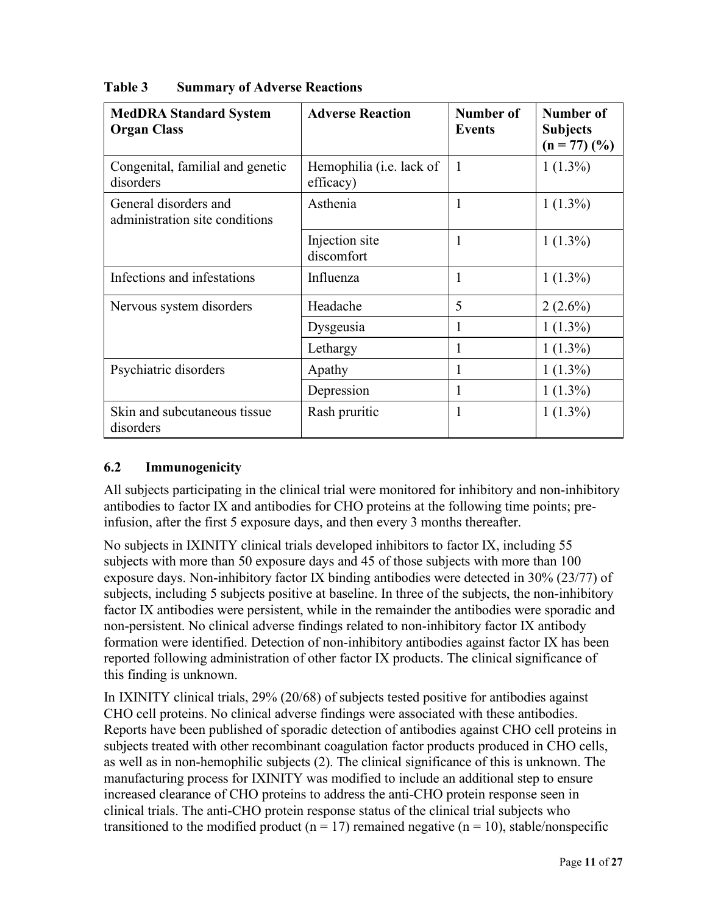**Table 3 Summary of Adverse Reactions**

| MedDRA Standard System Organ Class | Adverse Reaction | Number of Events | Number of Subjects (n = 77) (%) |
|---|---|---|---|
| Congenital, familial and genetic disorders | Hemophilia (i.e. lack of efficacy) | 1 | 1 (1.3%) |
| General disorders and administration site conditions | Asthenia | 1 | 1 (1.3%) |
| | Injection site discomfort | 1 | 1 (1.3%) |
| Infections and infestations | Influenza | 1 | 1 (1.3%) |
| Nervous system disorders | Headache | 5 | 2 (2.6%) |
| | Dysgeusia | 1 | 1 (1.3%) |
| | Lethargy | 1 | 1 (1.3%) |
| Psychiatric disorders | Apathy | 1 | 1 (1.3%) |
| | Depression | 1 | 1 (1.3%) |
| Skin and subcutaneous tissue disorders | Rash pruritic | 1 | 1 (1.3%) |

## 6.2 Immunogenicity

All subjects participating in the clinical trial were monitored for inhibitory and non-inhibitory antibodies to factor IX and antibodies for CHO proteins at the following time points; pre-infusion, after the first 5 exposure days, and then every 3 months thereafter.

No subjects in IXINITY clinical trials developed inhibitors to factor IX, including 55 subjects with more than 50 exposure days and 45 of those subjects with more than 100 exposure days. Non-inhibitory factor IX binding antibodies were detected in 30% (23/77) of subjects, including 5 subjects positive at baseline. In three of the subjects, the non-inhibitory factor IX antibodies were persistent, while in the remainder the antibodies were sporadic and non-persistent. No clinical adverse findings related to non-inhibitory factor IX antibody formation were identified. Detection of non-inhibitory antibodies against factor IX has been reported following administration of other factor IX products. The clinical significance of this finding is unknown.

In IXINITY clinical trials, 29% (20/68) of subjects tested positive for antibodies against CHO cell proteins. No clinical adverse findings were associated with these antibodies. Reports have been published of sporadic detection of antibodies against CHO cell proteins in subjects treated with other recombinant coagulation factor products produced in CHO cells, as well as in non-hemophilic subjects (2). The clinical significance of this is unknown. The manufacturing process for IXINITY was modified to include an additional step to ensure increased clearance of CHO proteins to address the anti-CHO protein response seen in clinical trials. The anti-CHO protein response status of the clinical trial subjects who transitioned to the modified product (n = 17) remained negative (n = 10), stable/nonspecific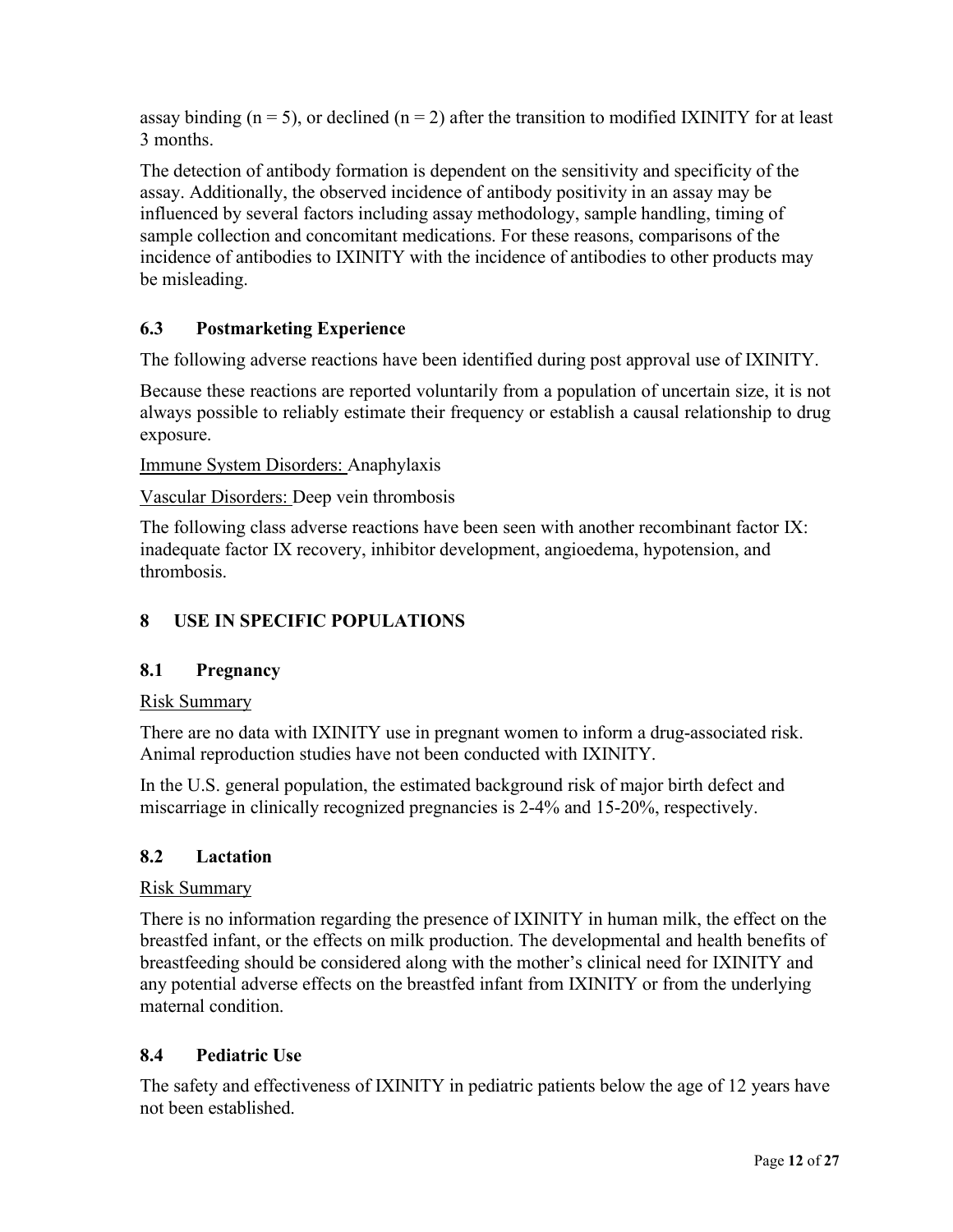assay binding (n = 5), or declined (n = 2) after the transition to modified IXINITY for at least 3 months.

The detection of antibody formation is dependent on the sensitivity and specificity of the assay. Additionally, the observed incidence of antibody positivity in an assay may be influenced by several factors including assay methodology, sample handling, timing of sample collection and concomitant medications. For these reasons, comparisons of the incidence of antibodies to IXINITY with the incidence of antibodies to other products may be misleading.

### 6.3 Postmarketing Experience

The following adverse reactions have been identified during post approval use of IXINITY.

Because these reactions are reported voluntarily from a population of uncertain size, it is not always possible to reliably estimate their frequency or establish a causal relationship to drug exposure.

Immune System Disorders: Anaphylaxis

Vascular Disorders: Deep vein thrombosis

The following class adverse reactions have been seen with another recombinant factor IX: inadequate factor IX recovery, inhibitor development, angioedema, hypotension, and thrombosis.

## 8 USE IN SPECIFIC POPULATIONS

### 8.1 Pregnancy

Risk Summary

There are no data with IXINITY use in pregnant women to inform a drug-associated risk. Animal reproduction studies have not been conducted with IXINITY.

In the U.S. general population, the estimated background risk of major birth defect and miscarriage in clinically recognized pregnancies is 2-4% and 15-20%, respectively.

### 8.2 Lactation

Risk Summary

There is no information regarding the presence of IXINITY in human milk, the effect on the breastfed infant, or the effects on milk production. The developmental and health benefits of breastfeeding should be considered along with the mother's clinical need for IXINITY and any potential adverse effects on the breastfed infant from IXINITY or from the underlying maternal condition.

### 8.4 Pediatric Use

The safety and effectiveness of IXINITY in pediatric patients below the age of 12 years have not been established.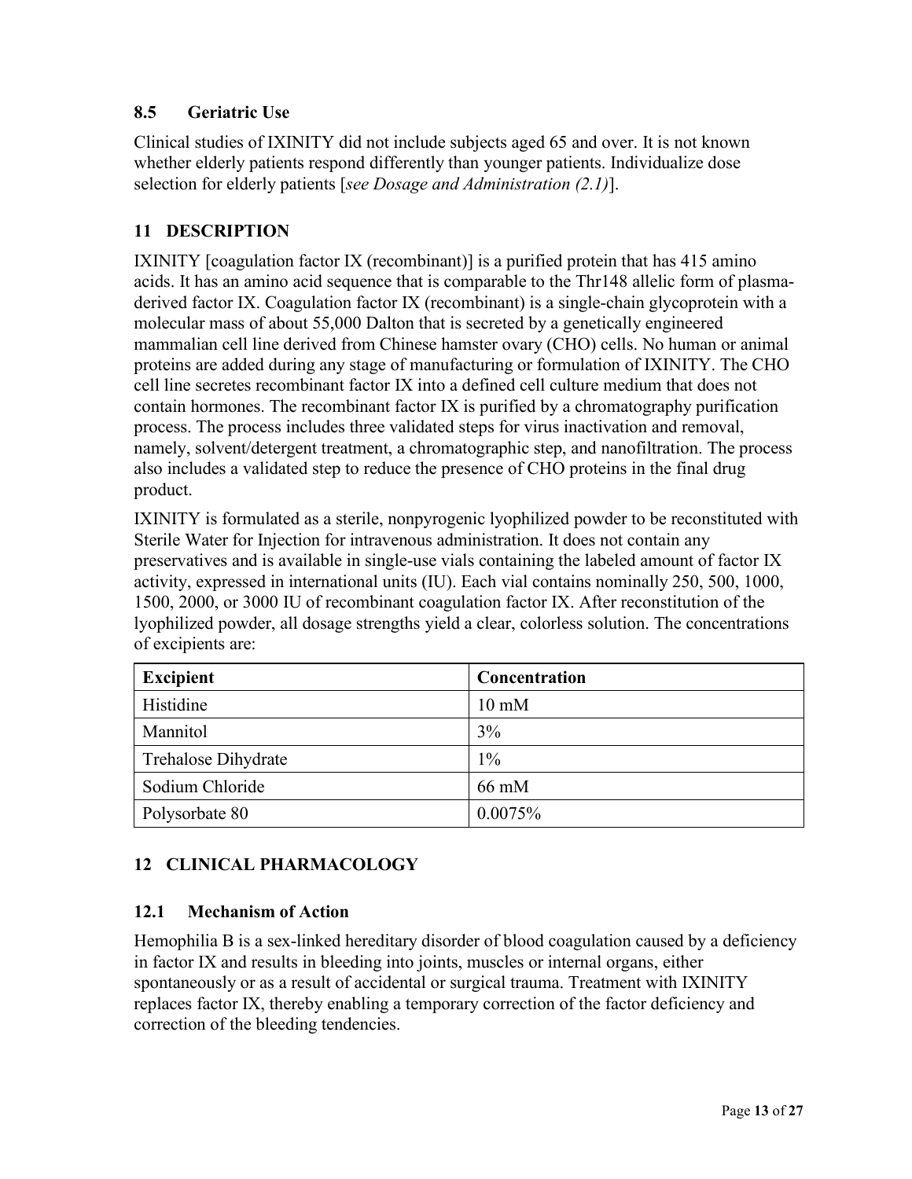### 8.5 Geriatric Use

Clinical studies of IXINITY did not include subjects aged 65 and over. It is not known whether elderly patients respond differently than younger patients. Individualize dose selection for elderly patients [*see Dosage and Administration (2.1)*].

## 11 DESCRIPTION

IXINITY [coagulation factor IX (recombinant)] is a purified protein that has 415 amino acids. It has an amino acid sequence that is comparable to the Thr148 allelic form of plasma-derived factor IX. Coagulation factor IX (recombinant) is a single-chain glycoprotein with a molecular mass of about 55,000 Dalton that is secreted by a genetically engineered mammalian cell line derived from Chinese hamster ovary (CHO) cells. No human or animal proteins are added during any stage of manufacturing or formulation of IXINITY. The CHO cell line secretes recombinant factor IX into a defined cell culture medium that does not contain hormones. The recombinant factor IX is purified by a chromatography purification process. The process includes three validated steps for virus inactivation and removal, namely, solvent/detergent treatment, a chromatographic step, and nanofiltration. The process also includes a validated step to reduce the presence of CHO proteins in the final drug product.

IXINITY is formulated as a sterile, nonpyrogenic lyophilized powder to be reconstituted with Sterile Water for Injection for intravenous administration. It does not contain any preservatives and is available in single-use vials containing the labeled amount of factor IX activity, expressed in international units (IU). Each vial contains nominally 250, 500, 1000, 1500, 2000, or 3000 IU of recombinant coagulation factor IX. After reconstitution of the lyophilized powder, all dosage strengths yield a clear, colorless solution. The concentrations of excipients are:

| Excipient | Concentration |
| --- | --- |
| Histidine | 10 mM |
| Mannitol | 3% |
| Trehalose Dihydrate | 1% |
| Sodium Chloride | 66 mM |
| Polysorbate 80 | 0.0075% |

## 12 CLINICAL PHARMACOLOGY

### 12.1 Mechanism of Action

Hemophilia B is a sex-linked hereditary disorder of blood coagulation caused by a deficiency in factor IX and results in bleeding into joints, muscles or internal organs, either spontaneously or as a result of accidental or surgical trauma. Treatment with IXINITY replaces factor IX, thereby enabling a temporary correction of the factor deficiency and correction of the bleeding tendencies.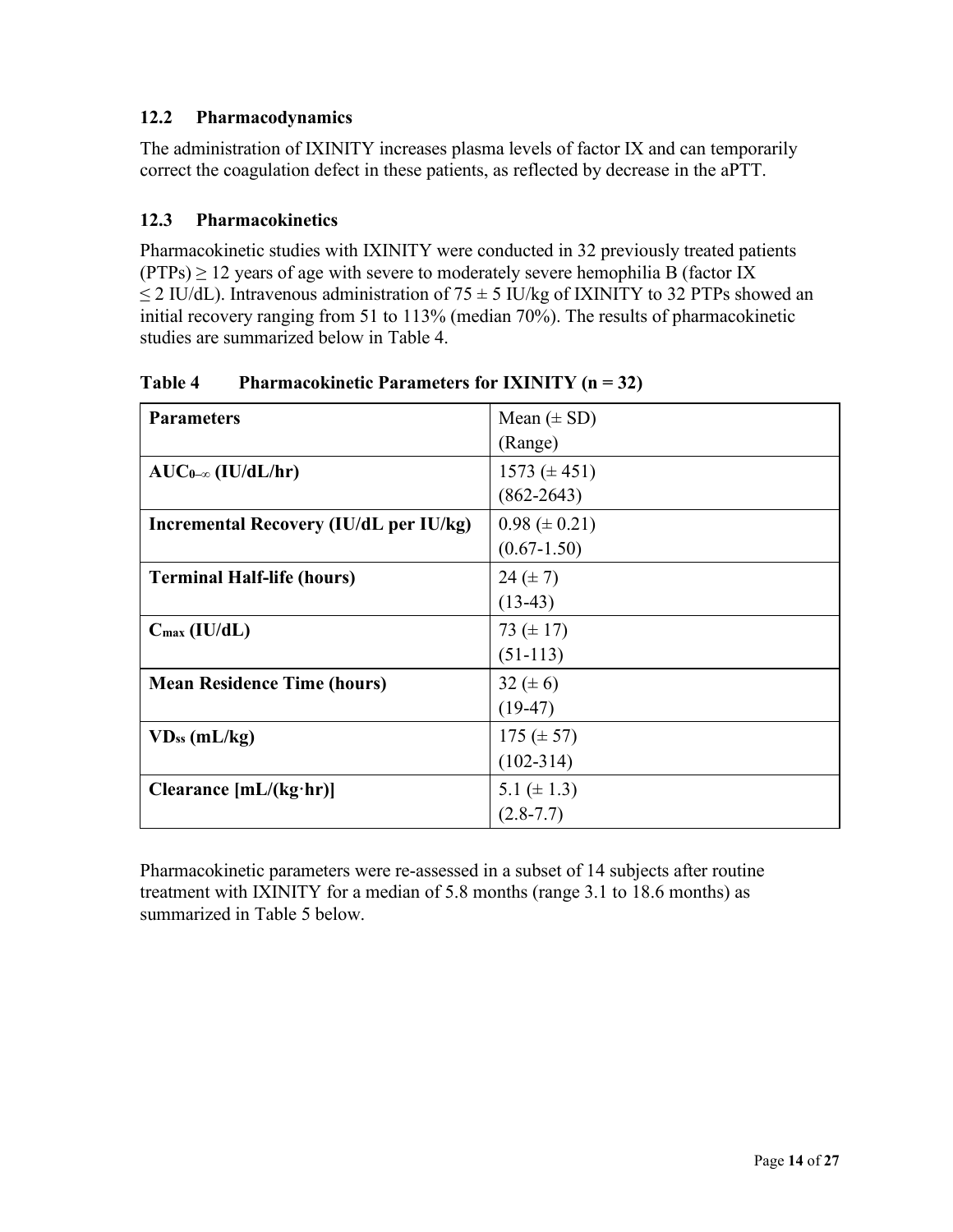### 12.2 Pharmacodynamics

The administration of IXINITY increases plasma levels of factor IX and can temporarily correct the coagulation defect in these patients, as reflected by decrease in the aPTT.

### 12.3 Pharmacokinetics

Pharmacokinetic studies with IXINITY were conducted in 32 previously treated patients (PTPs) ≥ 12 years of age with severe to moderately severe hemophilia B (factor IX ≤ 2 IU/dL). Intravenous administration of 75 ± 5 IU/kg of IXINITY to 32 PTPs showed an initial recovery ranging from 51 to 113% (median 70%). The results of pharmacokinetic studies are summarized below in Table 4.

**Table 4 Pharmacokinetic Parameters for IXINITY (n = 32)**

| Parameters | Mean (± SD) (Range) |
|---|---|
| **$AUC_{0-\infty}$ (IU/dL/hr)** | 1573 (± 451) (862-2643) |
| **Incremental Recovery (IU/dL per IU/kg)** | 0.98 (± 0.21) (0.67-1.50) |
| **Terminal Half-life (hours)** | 24 (± 7) (13-43) |
| **$C_{max}$ (IU/dL)** | 73 (± 17) (51-113) |
| **Mean Residence Time (hours)** | 32 (± 6) (19-47) |
| **$VD_{ss}$ (mL/kg)** | 175 (± 57) (102-314) |
| **Clearance [mL/(kg·hr)]** | 5.1 (± 1.3) (2.8-7.7) |

Pharmacokinetic parameters were re-assessed in a subset of 14 subjects after routine treatment with IXINITY for a median of 5.8 months (range 3.1 to 18.6 months) as summarized in Table 5 below.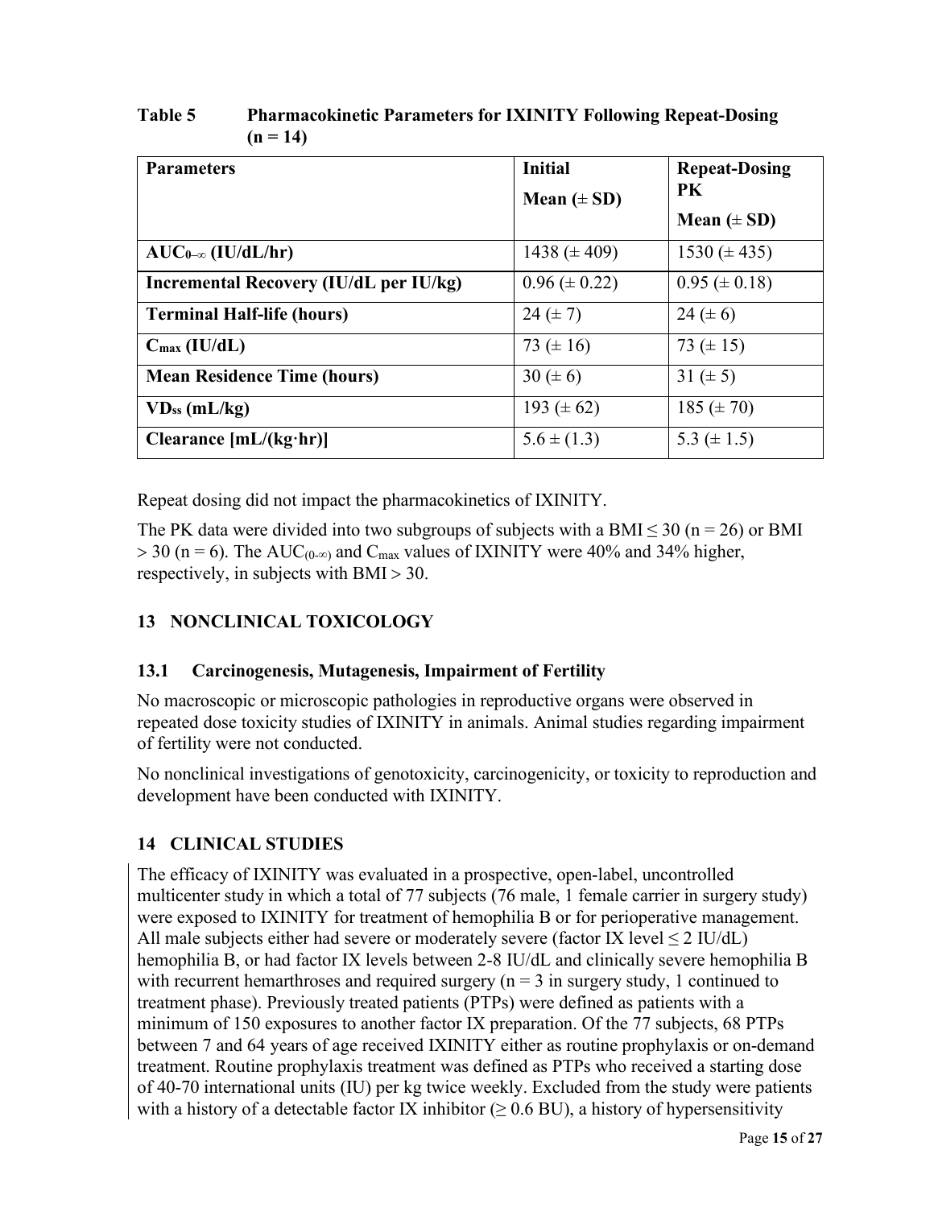**Table 5 Pharmacokinetic Parameters for IXINITY Following Repeat-Dosing (n = 14)**

| Parameters | Initial Mean (± SD) | Repeat-Dosing PK Mean (± SD) |
| --- | --- | --- |
| $AUC_{0-\infty}$ (IU/dL/hr) | 1438 (± 409) | 1530 (± 435) |
| Incremental Recovery (IU/dL per IU/kg) | 0.96 (± 0.22) | 0.95 (± 0.18) |
| Terminal Half-life (hours) | 24 (± 7) | 24 (± 6) |
| $C_{max}$ (IU/dL) | 73 (± 16) | 73 (± 15) |
| Mean Residence Time (hours) | 30 (± 6) | 31 (± 5) |
| $VD_{ss}$ (mL/kg) | 193 (± 62) | 185 (± 70) |
| Clearance [mL/(kg·hr)] | 5.6 ± (1.3) | 5.3 (± 1.5) |

Repeat dosing did not impact the pharmacokinetics of IXINITY.

The PK data were divided into two subgroups of subjects with a BMI ≤ 30 (n = 26) or BMI > 30 (n = 6). The $AUC_{(0-\infty)}$ and $C_{max}$ values of IXINITY were 40% and 34% higher, respectively, in subjects with BMI > 30.

## 13 NONCLINICAL TOXICOLOGY

### 13.1 Carcinogenesis, Mutagenesis, Impairment of Fertility

No macroscopic or microscopic pathologies in reproductive organs were observed in repeated dose toxicity studies of IXINITY in animals. Animal studies regarding impairment of fertility were not conducted.

No nonclinical investigations of genotoxicity, carcinogenicity, or toxicity to reproduction and development have been conducted with IXINITY.

## 14 CLINICAL STUDIES

The efficacy of IXINITY was evaluated in a prospective, open-label, uncontrolled multicenter study in which a total of 77 subjects (76 male, 1 female carrier in surgery study) were exposed to IXINITY for treatment of hemophilia B or for perioperative management. All male subjects either had severe or moderately severe (factor IX level ≤ 2 IU/dL) hemophilia B, or had factor IX levels between 2-8 IU/dL and clinically severe hemophilia B with recurrent hemarthroses and required surgery (n = 3 in surgery study, 1 continued to treatment phase). Previously treated patients (PTPs) were defined as patients with a minimum of 150 exposures to another factor IX preparation. Of the 77 subjects, 68 PTPs between 7 and 64 years of age received IXINITY either as routine prophylaxis or on-demand treatment. Routine prophylaxis treatment was defined as PTPs who received a starting dose of 40-70 international units (IU) per kg twice weekly. Excluded from the study were patients with a history of a detectable factor IX inhibitor (≥ 0.6 BU), a history of hypersensitivity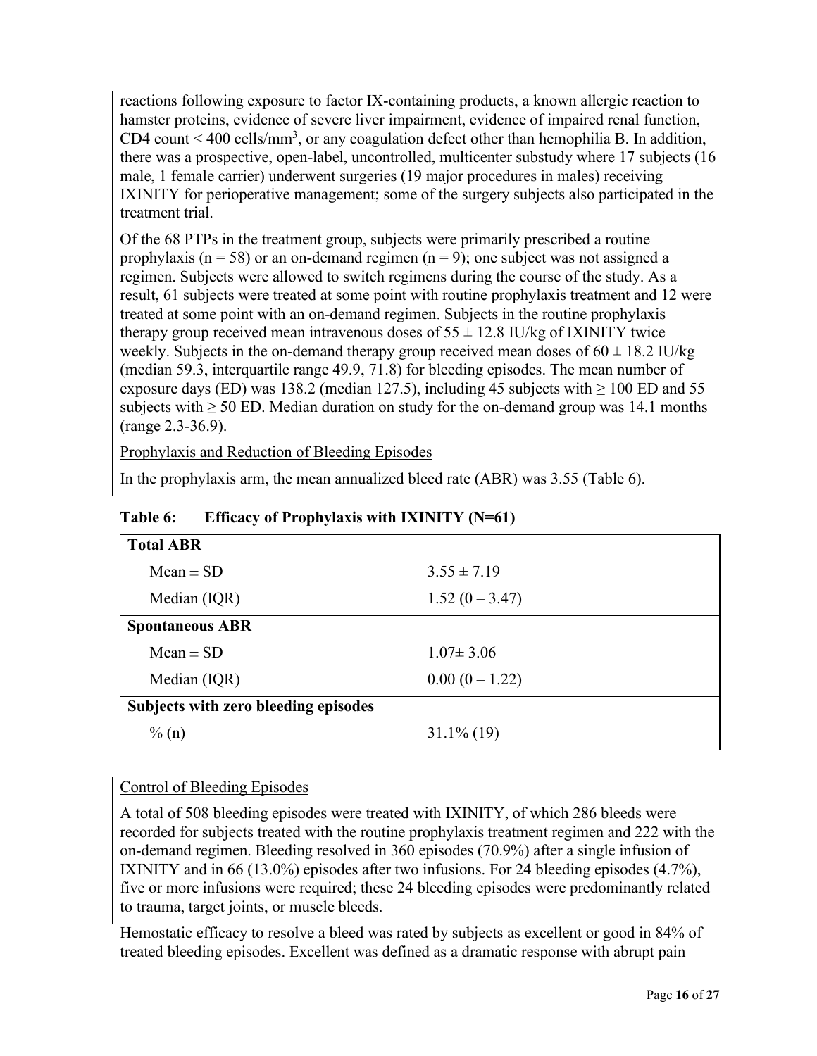reactions following exposure to factor IX-containing products, a known allergic reaction to hamster proteins, evidence of severe liver impairment, evidence of impaired renal function, CD4 count < 400 cells/mm$^3$, or any coagulation defect other than hemophilia B. In addition, there was a prospective, open-label, uncontrolled, multicenter substudy where 17 subjects (16 male, 1 female carrier) underwent surgeries (19 major procedures in males) receiving IXINITY for perioperative management; some of the surgery subjects also participated in the treatment trial.

Of the 68 PTPs in the treatment group, subjects were primarily prescribed a routine prophylaxis (n = 58) or an on-demand regimen (n = 9); one subject was not assigned a regimen. Subjects were allowed to switch regimens during the course of the study. As a result, 61 subjects were treated at some point with routine prophylaxis treatment and 12 were treated at some point with an on-demand regimen. Subjects in the routine prophylaxis therapy group received mean intravenous doses of 55 ± 12.8 IU/kg of IXINITY twice weekly. Subjects in the on-demand therapy group received mean doses of 60 ± 18.2 IU/kg (median 59.3, interquartile range 49.9, 71.8) for bleeding episodes. The mean number of exposure days (ED) was 138.2 (median 127.5), including 45 subjects with ≥ 100 ED and 55 subjects with ≥ 50 ED. Median duration on study for the on-demand group was 14.1 months (range 2.3-36.9).

Prophylaxis and Reduction of Bleeding Episodes

In the prophylaxis arm, the mean annualized bleed rate (ABR) was 3.55 (Table 6).

**Table 6: Efficacy of Prophylaxis with IXINITY (N=61)**

| **Total ABR** | |
|---|---|
| Mean ± SD | 3.55 ± 7.19 |
| Median (IQR) | 1.52 (0 – 3.47) |
| **Spontaneous ABR** | |
| Mean ± SD | 1.07± 3.06 |
| Median (IQR) | 0.00 (0 – 1.22) |
| **Subjects with zero bleeding episodes** | |
| % (n) | 31.1% (19) |

Control of Bleeding Episodes

A total of 508 bleeding episodes were treated with IXINITY, of which 286 bleeds were recorded for subjects treated with the routine prophylaxis treatment regimen and 222 with the on-demand regimen. Bleeding resolved in 360 episodes (70.9%) after a single infusion of IXINITY and in 66 (13.0%) episodes after two infusions. For 24 bleeding episodes (4.7%), five or more infusions were required; these 24 bleeding episodes were predominantly related to trauma, target joints, or muscle bleeds.

Hemostatic efficacy to resolve a bleed was rated by subjects as excellent or good in 84% of treated bleeding episodes. Excellent was defined as a dramatic response with abrupt pain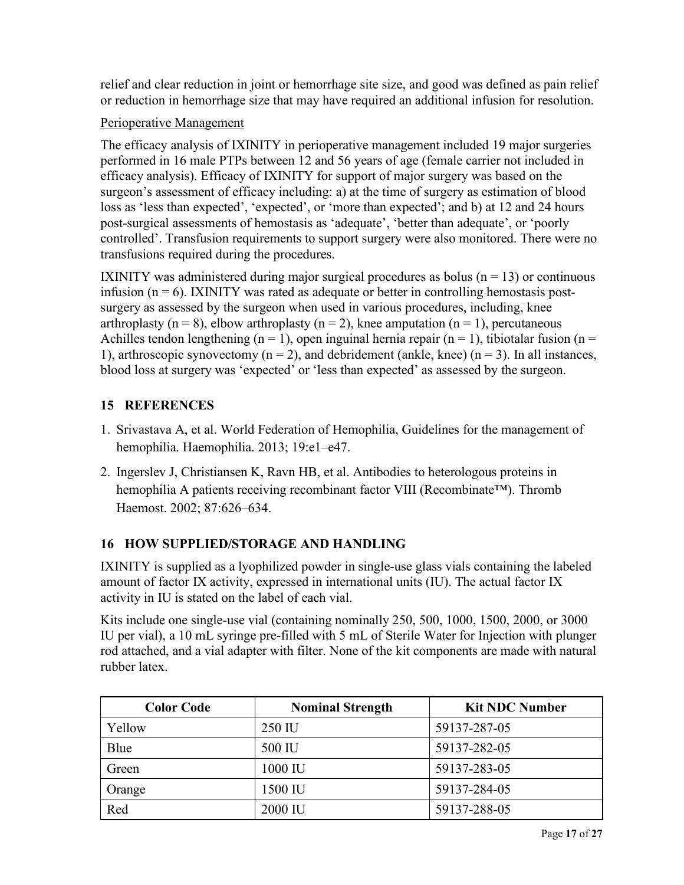relief and clear reduction in joint or hemorrhage site size, and good was defined as pain relief or reduction in hemorrhage size that may have required an additional infusion for resolution.

Perioperative Management

The efficacy analysis of IXINITY in perioperative management included 19 major surgeries performed in 16 male PTPs between 12 and 56 years of age (female carrier not included in efficacy analysis). Efficacy of IXINITY for support of major surgery was based on the surgeon's assessment of efficacy including: a) at the time of surgery as estimation of blood loss as 'less than expected', 'expected', or 'more than expected'; and b) at 12 and 24 hours post-surgical assessments of hemostasis as 'adequate', 'better than adequate', or 'poorly controlled'. Transfusion requirements to support surgery were also monitored. There were no transfusions required during the procedures.

IXINITY was administered during major surgical procedures as bolus (n = 13) or continuous infusion (n = 6). IXINITY was rated as adequate or better in controlling hemostasis post-surgery as assessed by the surgeon when used in various procedures, including, knee arthroplasty (n = 8), elbow arthroplasty (n = 2), knee amputation (n = 1), percutaneous Achilles tendon lengthening (n = 1), open inguinal hernia repair (n = 1), tibiotalar fusion (n = 1), arthroscopic synovectomy (n = 2), and debridement (ankle, knee) (n = 3). In all instances, blood loss at surgery was 'expected' or 'less than expected' as assessed by the surgeon.

## 15 REFERENCES

1. Srivastava A, et al. World Federation of Hemophilia, Guidelines for the management of hemophilia. Haemophilia. 2013; 19:e1–e47.
2. Ingerslev J, Christiansen K, Ravn HB, et al. Antibodies to heterologous proteins in hemophilia A patients receiving recombinant factor VIII (Recombinate™). Thromb Haemost. 2002; 87:626–634.

## 16 HOW SUPPLIED/STORAGE AND HANDLING

IXINITY is supplied as a lyophilized powder in single-use glass vials containing the labeled amount of factor IX activity, expressed in international units (IU). The actual factor IX activity in IU is stated on the label of each vial.

Kits include one single-use vial (containing nominally 250, 500, 1000, 1500, 2000, or 3000 IU per vial), a 10 mL syringe pre-filled with 5 mL of Sterile Water for Injection with plunger rod attached, and a vial adapter with filter. None of the kit components are made with natural rubber latex.

| Color Code | Nominal Strength | Kit NDC Number |
|---|---|---|
| Yellow | 250 IU | 59137-287-05 |
| Blue | 500 IU | 59137-282-05 |
| Green | 1000 IU | 59137-283-05 |
| Orange | 1500 IU | 59137-284-05 |
| Red | 2000 IU | 59137-288-05 |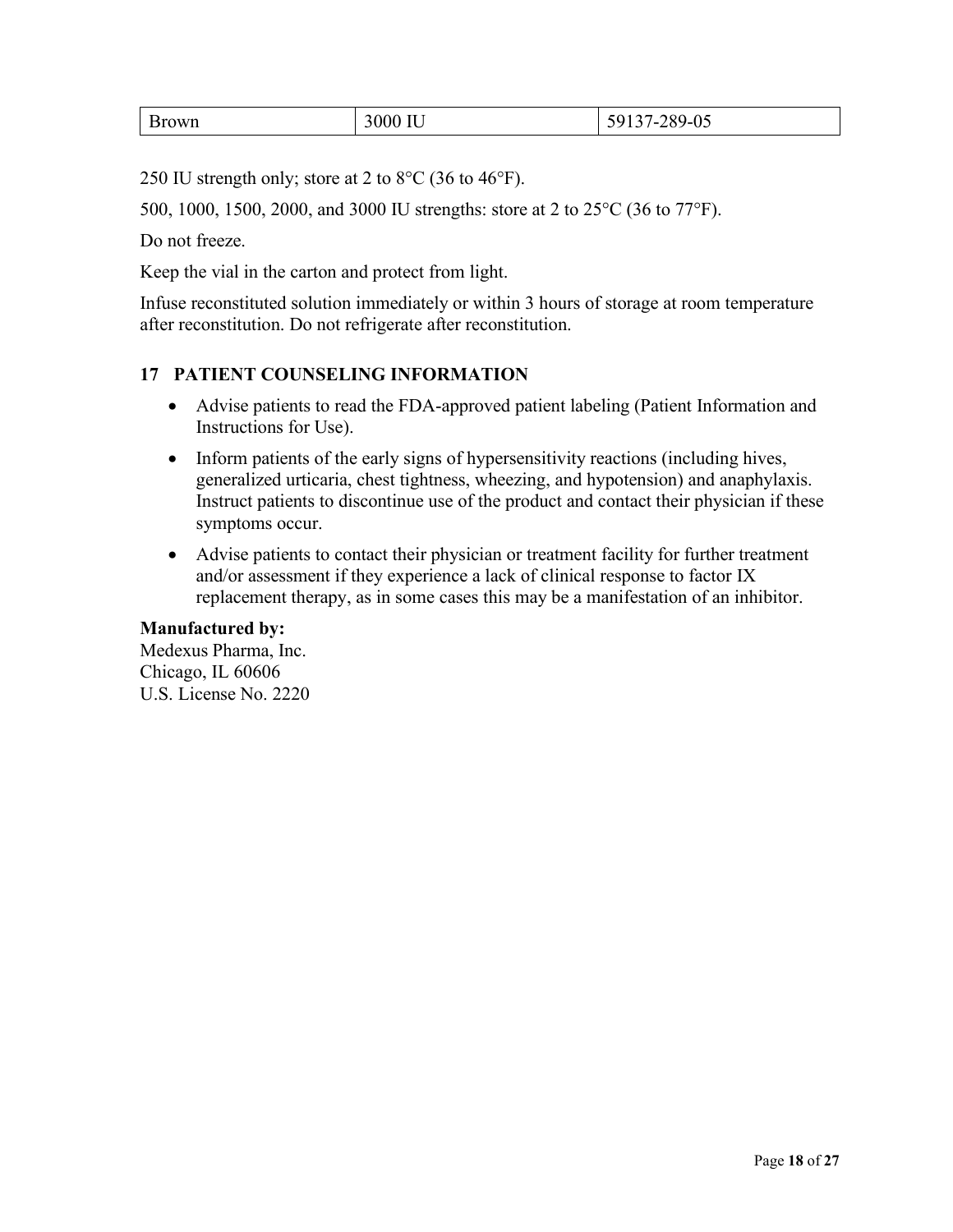| Brown | 3000 IU | 59137-289-05 |
|---|---|---|

250 IU strength only; store at 2 to 8°C (36 to 46°F).

500, 1000, 1500, 2000, and 3000 IU strengths: store at 2 to 25°C (36 to 77°F).

Do not freeze.

Keep the vial in the carton and protect from light.

Infuse reconstituted solution immediately or within 3 hours of storage at room temperature after reconstitution. Do not refrigerate after reconstitution.

## 17 PATIENT COUNSELING INFORMATION

- Advise patients to read the FDA-approved patient labeling (Patient Information and Instructions for Use).
- Inform patients of the early signs of hypersensitivity reactions (including hives, generalized urticaria, chest tightness, wheezing, and hypotension) and anaphylaxis. Instruct patients to discontinue use of the product and contact their physician if these symptoms occur.
- Advise patients to contact their physician or treatment facility for further treatment and/or assessment if they experience a lack of clinical response to factor IX replacement therapy, as in some cases this may be a manifestation of an inhibitor.

**Manufactured by:**
Medexus Pharma, Inc.
Chicago, IL 60606
U.S. License No. 2220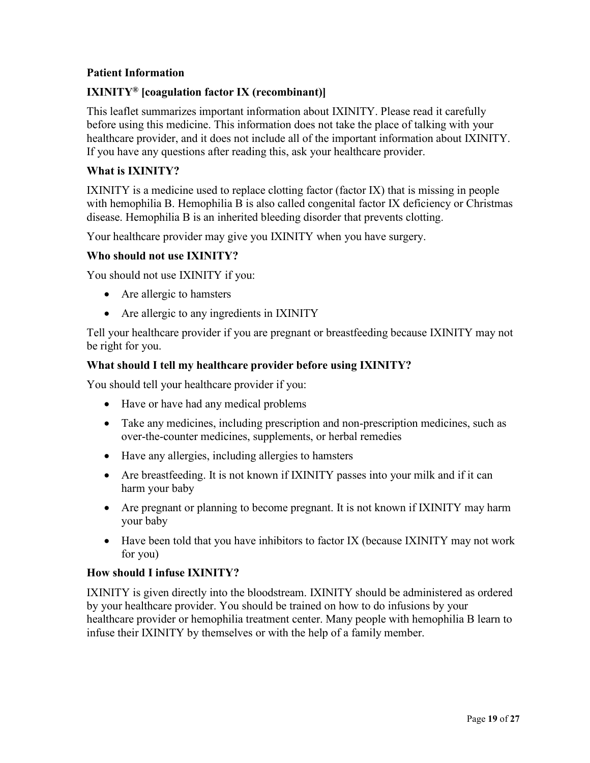**Patient Information**

**IXINITY® [coagulation factor IX (recombinant)]**

This leaflet summarizes important information about IXINITY. Please read it carefully before using this medicine. This information does not take the place of talking with your healthcare provider, and it does not include all of the important information about IXINITY. If you have any questions after reading this, ask your healthcare provider.

**What is IXINITY?**

IXINITY is a medicine used to replace clotting factor (factor IX) that is missing in people with hemophilia B. Hemophilia B is also called congenital factor IX deficiency or Christmas disease. Hemophilia B is an inherited bleeding disorder that prevents clotting.

Your healthcare provider may give you IXINITY when you have surgery.

**Who should not use IXINITY?**

You should not use IXINITY if you:

- Are allergic to hamsters
- Are allergic to any ingredients in IXINITY

Tell your healthcare provider if you are pregnant or breastfeeding because IXINITY may not be right for you.

**What should I tell my healthcare provider before using IXINITY?**

You should tell your healthcare provider if you:

- Have or have had any medical problems
- Take any medicines, including prescription and non-prescription medicines, such as over-the-counter medicines, supplements, or herbal remedies
- Have any allergies, including allergies to hamsters
- Are breastfeeding. It is not known if IXINITY passes into your milk and if it can harm your baby
- Are pregnant or planning to become pregnant. It is not known if IXINITY may harm your baby
- Have been told that you have inhibitors to factor IX (because IXINITY may not work for you)

**How should I infuse IXINITY?**

IXINITY is given directly into the bloodstream. IXINITY should be administered as ordered by your healthcare provider. You should be trained on how to do infusions by your healthcare provider or hemophilia treatment center. Many people with hemophilia B learn to infuse their IXINITY by themselves or with the help of a family member.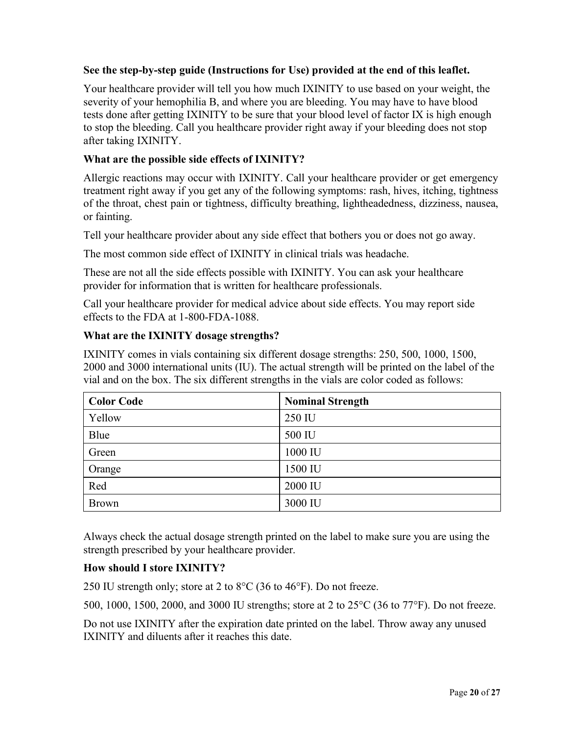**See the step-by-step guide (Instructions for Use) provided at the end of this leaflet.**

Your healthcare provider will tell you how much IXINITY to use based on your weight, the severity of your hemophilia B, and where you are bleeding. You may have to have blood tests done after getting IXINITY to be sure that your blood level of factor IX is high enough to stop the bleeding. Call you healthcare provider right away if your bleeding does not stop after taking IXINITY.

**What are the possible side effects of IXINITY?**

Allergic reactions may occur with IXINITY. Call your healthcare provider or get emergency treatment right away if you get any of the following symptoms: rash, hives, itching, tightness of the throat, chest pain or tightness, difficulty breathing, lightheadedness, dizziness, nausea, or fainting.

Tell your healthcare provider about any side effect that bothers you or does not go away.

The most common side effect of IXINITY in clinical trials was headache.

These are not all the side effects possible with IXINITY. You can ask your healthcare provider for information that is written for healthcare professionals.

Call your healthcare provider for medical advice about side effects. You may report side effects to the FDA at 1-800-FDA-1088.

**What are the IXINITY dosage strengths?**

IXINITY comes in vials containing six different dosage strengths: 250, 500, 1000, 1500, 2000 and 3000 international units (IU). The actual strength will be printed on the label of the vial and on the box. The six different strengths in the vials are color coded as follows:

| **Color Code** | **Nominal Strength** |
|---|---|
| Yellow | 250 IU |
| Blue | 500 IU |
| Green | 1000 IU |
| Orange | 1500 IU |
| Red | 2000 IU |
| Brown | 3000 IU |

Always check the actual dosage strength printed on the label to make sure you are using the strength prescribed by your healthcare provider.

**How should I store IXINITY?**

250 IU strength only; store at 2 to 8°C (36 to 46°F). Do not freeze.

500, 1000, 1500, 2000, and 3000 IU strengths; store at 2 to 25°C (36 to 77°F). Do not freeze.

Do not use IXINITY after the expiration date printed on the label. Throw away any unused IXINITY and diluents after it reaches this date.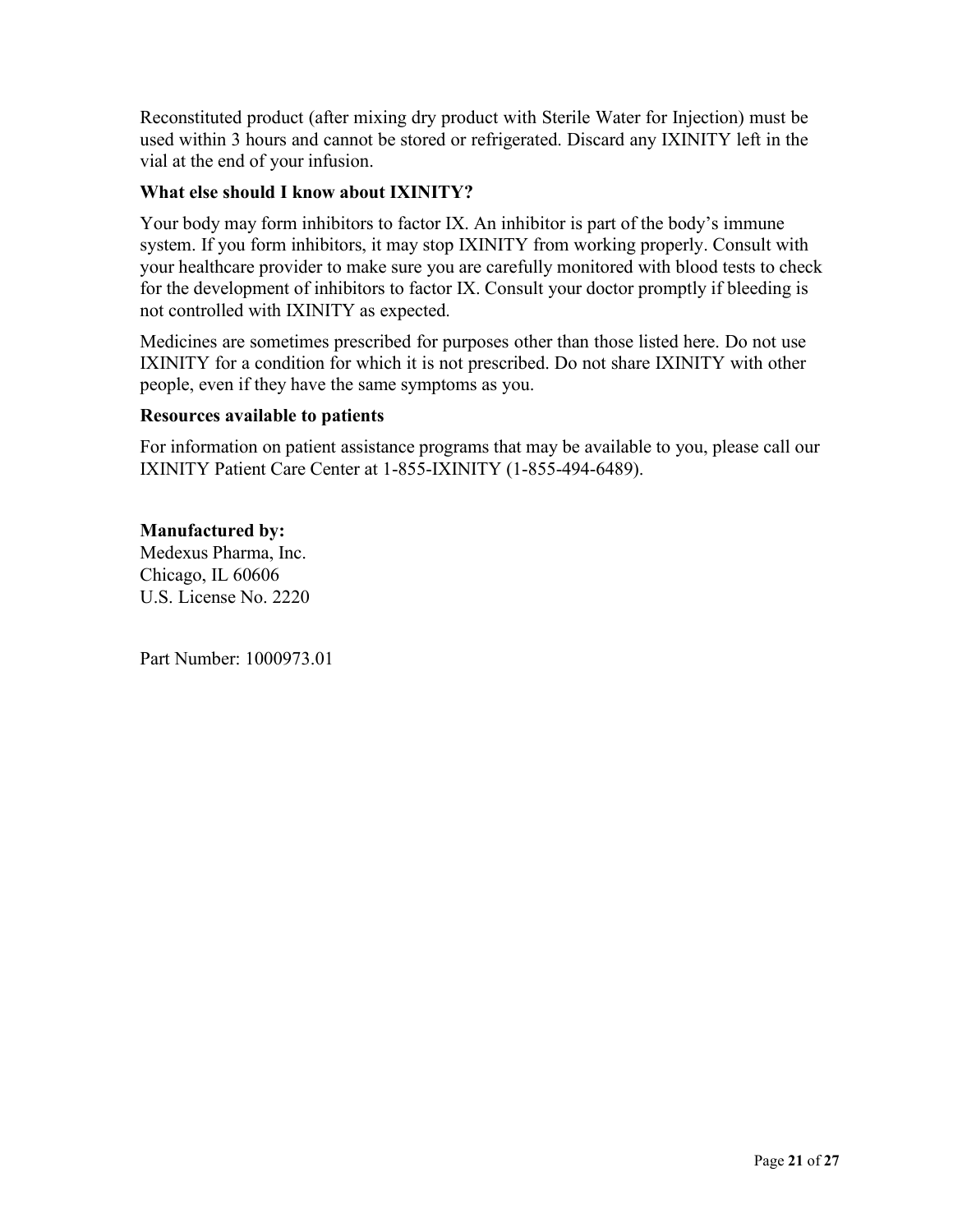Reconstituted product (after mixing dry product with Sterile Water for Injection) must be used within 3 hours and cannot be stored or refrigerated. Discard any IXINITY left in the vial at the end of your infusion.

**What else should I know about IXINITY?**

Your body may form inhibitors to factor IX. An inhibitor is part of the body's immune system. If you form inhibitors, it may stop IXINITY from working properly. Consult with your healthcare provider to make sure you are carefully monitored with blood tests to check for the development of inhibitors to factor IX. Consult your doctor promptly if bleeding is not controlled with IXINITY as expected.

Medicines are sometimes prescribed for purposes other than those listed here. Do not use IXINITY for a condition for which it is not prescribed. Do not share IXINITY with other people, even if they have the same symptoms as you.

**Resources available to patients**

For information on patient assistance programs that may be available to you, please call our IXINITY Patient Care Center at 1-855-IXINITY (1-855-494-6489).

**Manufactured by:**
Medexus Pharma, Inc.
Chicago, IL 60606
U.S. License No. 2220

Part Number: 1000973.01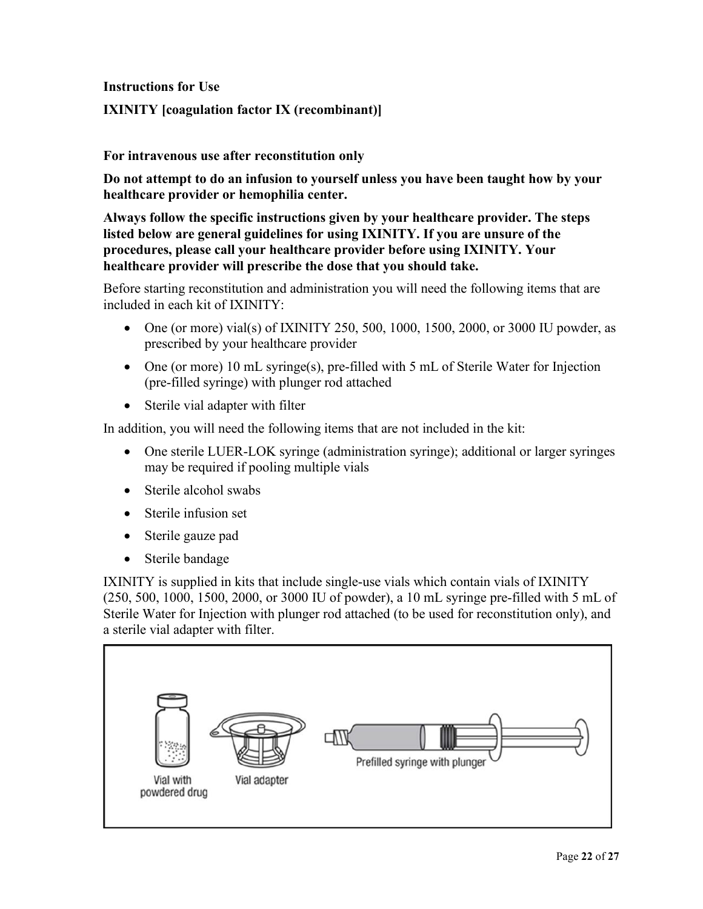**Instructions for Use**

**IXINITY [coagulation factor IX (recombinant)]**

**For intravenous use after reconstitution only**

**Do not attempt to do an infusion to yourself unless you have been taught how by your healthcare provider or hemophilia center.**

**Always follow the specific instructions given by your healthcare provider. The steps listed below are general guidelines for using IXINITY. If you are unsure of the procedures, please call your healthcare provider before using IXINITY. Your healthcare provider will prescribe the dose that you should take.**

Before starting reconstitution and administration you will need the following items that are included in each kit of IXINITY:

- One (or more) vial(s) of IXINITY 250, 500, 1000, 1500, 2000, or 3000 IU powder, as prescribed by your healthcare provider
- One (or more) 10 mL syringe(s), pre-filled with 5 mL of Sterile Water for Injection (pre-filled syringe) with plunger rod attached
- Sterile vial adapter with filter

In addition, you will need the following items that are not included in the kit:

- One sterile LUER-LOK syringe (administration syringe); additional or larger syringes may be required if pooling multiple vials
- Sterile alcohol swabs
- Sterile infusion set
- Sterile gauze pad
- Sterile bandage

IXINITY is supplied in kits that include single-use vials which contain vials of IXINITY (250, 500, 1000, 1500, 2000, or 3000 IU of powder), a 10 mL syringe pre-filled with 5 mL of Sterile Water for Injection with plunger rod attached (to be used for reconstitution only), and a sterile vial adapter with filter.

Vial with powdered drug | Vial adapter | Prefilled syringe with plunger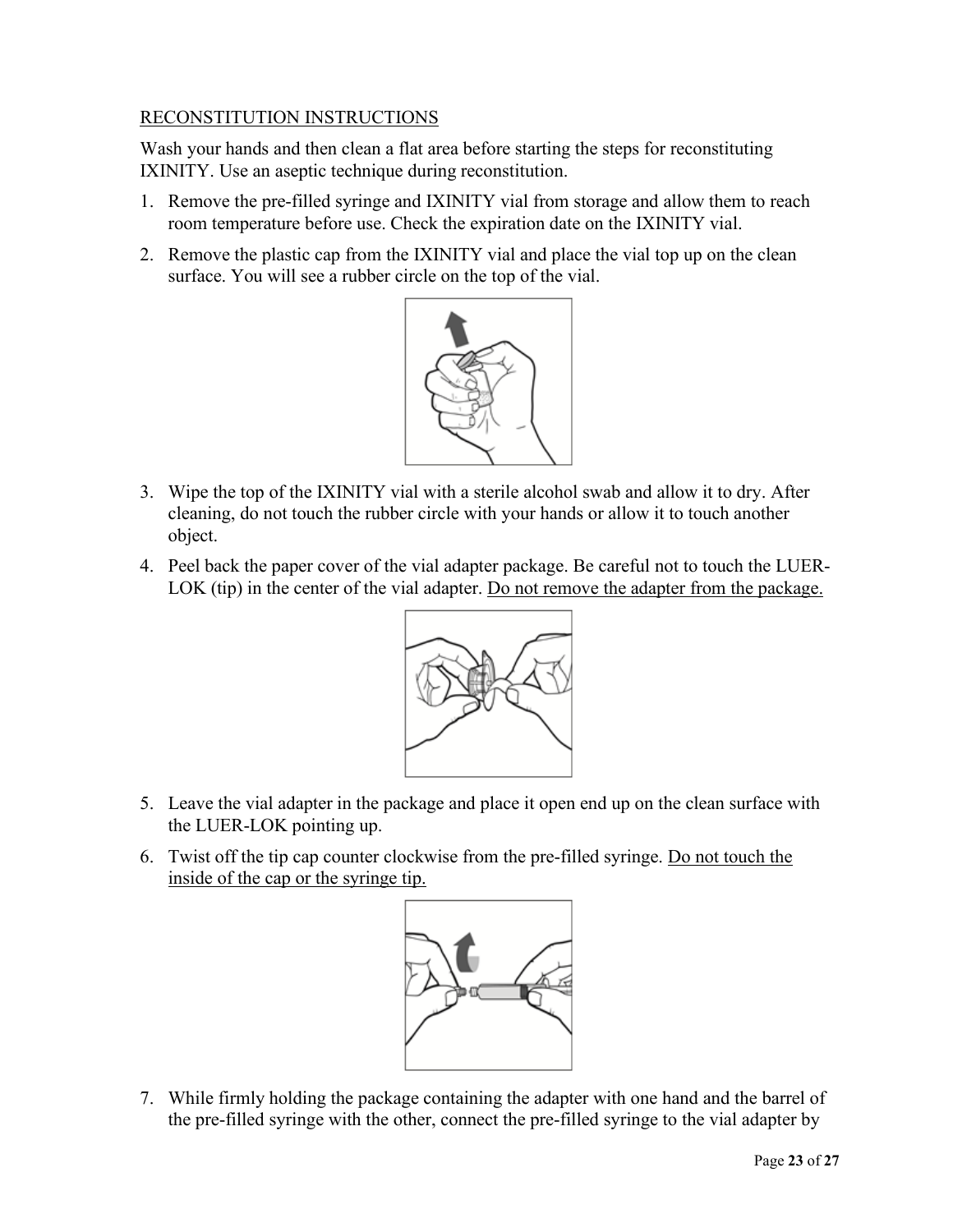<u>RECONSTITUTION INSTRUCTIONS</u>

Wash your hands and then clean a flat area before starting the steps for reconstituting IXINITY. Use an aseptic technique during reconstitution.

1. Remove the pre-filled syringe and IXINITY vial from storage and allow them to reach room temperature before use. Check the expiration date on the IXINITY vial.
2. Remove the plastic cap from the IXINITY vial and place the vial top up on the clean surface. You will see a rubber circle on the top of the vial.
3. Wipe the top of the IXINITY vial with a sterile alcohol swab and allow it to dry. After cleaning, do not touch the rubber circle with your hands or allow it to touch another object.
4. Peel back the paper cover of the vial adapter package. Be careful not to touch the LUER-LOK (tip) in the center of the vial adapter. <u>Do not remove the adapter from the package.</u>
5. Leave the vial adapter in the package and place it open end up on the clean surface with the LUER-LOK pointing up.
6. Twist off the tip cap counter clockwise from the pre-filled syringe. <u>Do not touch the inside of the cap or the syringe tip.</u>
7. While firmly holding the package containing the adapter with one hand and the barrel of the pre-filled syringe with the other, connect the pre-filled syringe to the vial adapter by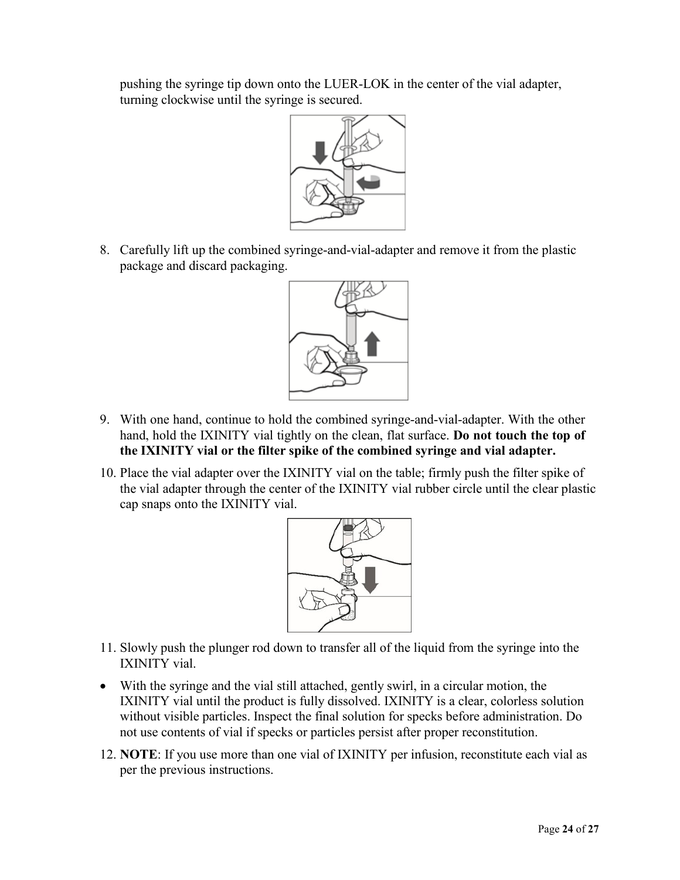pushing the syringe tip down onto the LUER-LOK in the center of the vial adapter, turning clockwise until the syringe is secured.

8. Carefully lift up the combined syringe-and-vial-adapter and remove it from the plastic package and discard packaging.

9. With one hand, continue to hold the combined syringe-and-vial-adapter. With the other hand, hold the IXINITY vial tightly on the clean, flat surface. **Do not touch the top of the IXINITY vial or the filter spike of the combined syringe and vial adapter.**

10. Place the vial adapter over the IXINITY vial on the table; firmly push the filter spike of the vial adapter through the center of the IXINITY vial rubber circle until the clear plastic cap snaps onto the IXINITY vial.

11. Slowly push the plunger rod down to transfer all of the liquid from the syringe into the IXINITY vial.

- With the syringe and the vial still attached, gently swirl, in a circular motion, the IXINITY vial until the product is fully dissolved. IXINITY is a clear, colorless solution without visible particles. Inspect the final solution for specks before administration. Do not use contents of vial if specks or particles persist after proper reconstitution.

12. **NOTE**: If you use more than one vial of IXINITY per infusion, reconstitute each vial as per the previous instructions.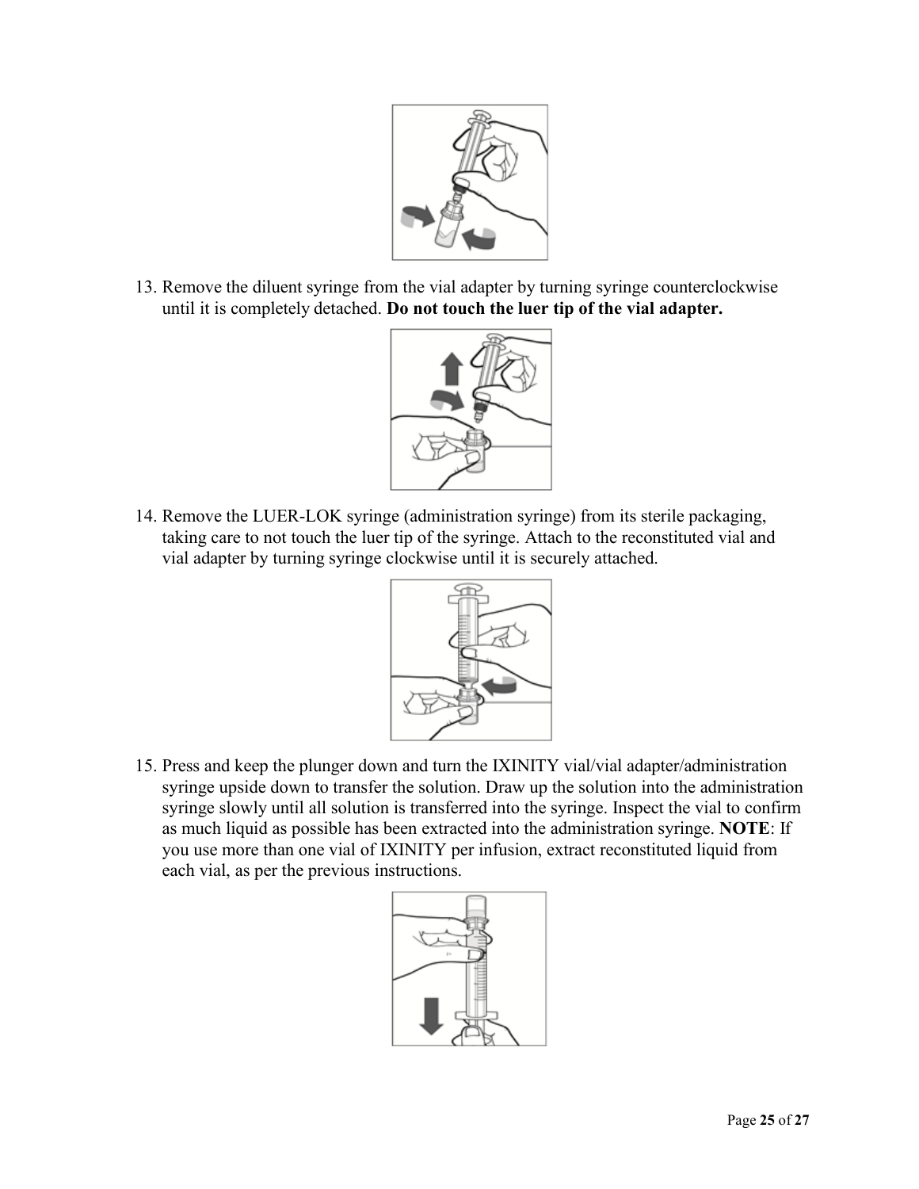13. Remove the diluent syringe from the vial adapter by turning syringe counterclockwise until it is completely detached. **Do not touch the luer tip of the vial adapter.**

14. Remove the LUER-LOK syringe (administration syringe) from its sterile packaging, taking care to not touch the luer tip of the syringe. Attach to the reconstituted vial and vial adapter by turning syringe clockwise until it is securely attached.

15. Press and keep the plunger down and turn the IXINITY vial/vial adapter/administration syringe upside down to transfer the solution. Draw up the solution into the administration syringe slowly until all solution is transferred into the syringe. Inspect the vial to confirm as much liquid as possible has been extracted into the administration syringe. **NOTE**: If you use more than one vial of IXINITY per infusion, extract reconstituted liquid from each vial, as per the previous instructions.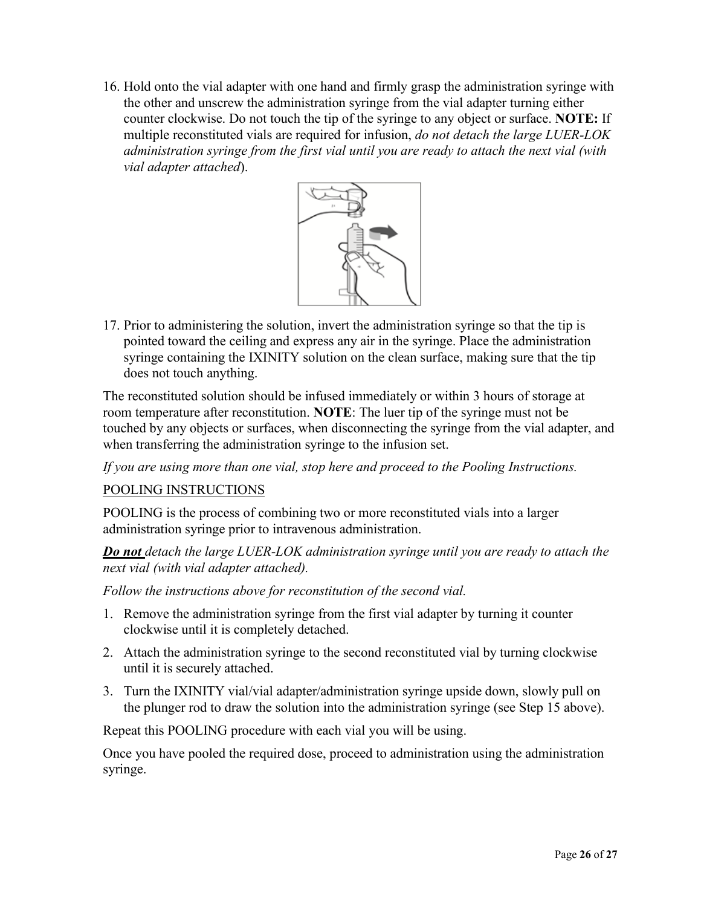16. Hold onto the vial adapter with one hand and firmly grasp the administration syringe with the other and unscrew the administration syringe from the vial adapter turning either counter clockwise. Do not touch the tip of the syringe to any object or surface. **NOTE:** If multiple reconstituted vials are required for infusion, *do not detach the large LUER-LOK administration syringe from the first vial until you are ready to attach the next vial (with vial adapter attached*).

17. Prior to administering the solution, invert the administration syringe so that the tip is pointed toward the ceiling and express any air in the syringe. Place the administration syringe containing the IXINITY solution on the clean surface, making sure that the tip does not touch anything.

The reconstituted solution should be infused immediately or within 3 hours of storage at room temperature after reconstitution. **NOTE**: The luer tip of the syringe must not be touched by any objects or surfaces, when disconnecting the syringe from the vial adapter, and when transferring the administration syringe to the infusion set.

*If you are using more than one vial, stop here and proceed to the Pooling Instructions.*

POOLING INSTRUCTIONS

POOLING is the process of combining two or more reconstituted vials into a larger administration syringe prior to intravenous administration.

***Do not*** *detach the large LUER-LOK administration syringe until you are ready to attach the next vial (with vial adapter attached).*

*Follow the instructions above for reconstitution of the second vial.*

1. Remove the administration syringe from the first vial adapter by turning it counter clockwise until it is completely detached.
2. Attach the administration syringe to the second reconstituted vial by turning clockwise until it is securely attached.
3. Turn the IXINITY vial/vial adapter/administration syringe upside down, slowly pull on the plunger rod to draw the solution into the administration syringe (see Step 15 above).

Repeat this POOLING procedure with each vial you will be using.

Once you have pooled the required dose, proceed to administration using the administration syringe.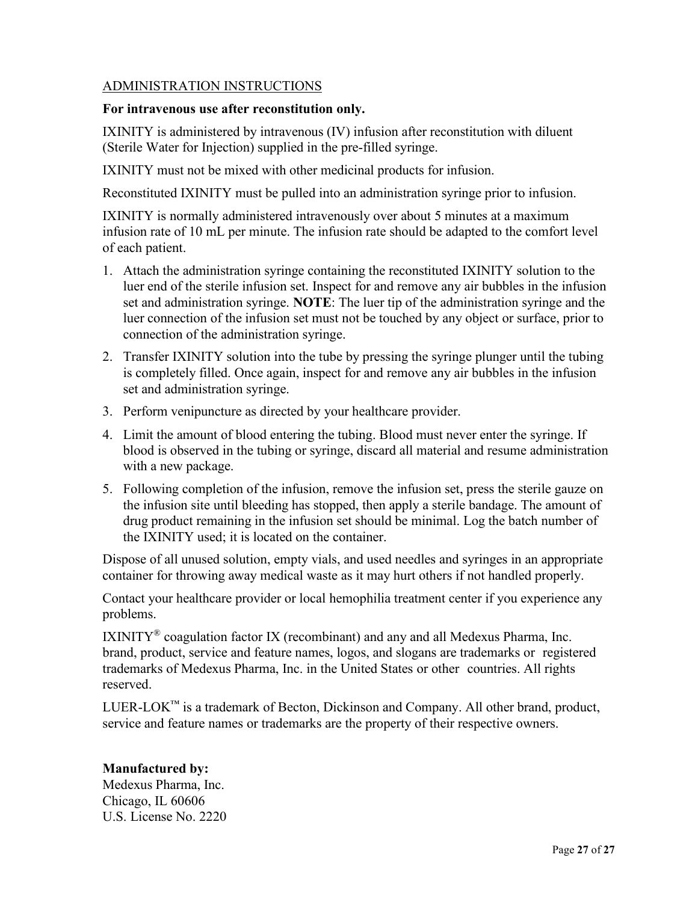## ADMINISTRATION INSTRUCTIONS

**For intravenous use after reconstitution only.**

IXINITY is administered by intravenous (IV) infusion after reconstitution with diluent (Sterile Water for Injection) supplied in the pre-filled syringe.

IXINITY must not be mixed with other medicinal products for infusion.

Reconstituted IXINITY must be pulled into an administration syringe prior to infusion.

IXINITY is normally administered intravenously over about 5 minutes at a maximum infusion rate of 10 mL per minute. The infusion rate should be adapted to the comfort level of each patient.

1. Attach the administration syringe containing the reconstituted IXINITY solution to the luer end of the sterile infusion set. Inspect for and remove any air bubbles in the infusion set and administration syringe. **NOTE**: The luer tip of the administration syringe and the luer connection of the infusion set must not be touched by any object or surface, prior to connection of the administration syringe.
2. Transfer IXINITY solution into the tube by pressing the syringe plunger until the tubing is completely filled. Once again, inspect for and remove any air bubbles in the infusion set and administration syringe.
3. Perform venipuncture as directed by your healthcare provider.
4. Limit the amount of blood entering the tubing. Blood must never enter the syringe. If blood is observed in the tubing or syringe, discard all material and resume administration with a new package.
5. Following completion of the infusion, remove the infusion set, press the sterile gauze on the infusion site until bleeding has stopped, then apply a sterile bandage. The amount of drug product remaining in the infusion set should be minimal. Log the batch number of the IXINITY used; it is located on the container.

Dispose of all unused solution, empty vials, and used needles and syringes in an appropriate container for throwing away medical waste as it may hurt others if not handled properly.

Contact your healthcare provider or local hemophilia treatment center if you experience any problems.

IXINITY® coagulation factor IX (recombinant) and any and all Medexus Pharma, Inc. brand, product, service and feature names, logos, and slogans are trademarks or registered trademarks of Medexus Pharma, Inc. in the United States or other countries. All rights reserved.

LUER-LOK™ is a trademark of Becton, Dickinson and Company. All other brand, product, service and feature names or trademarks are the property of their respective owners.

**Manufactured by:**
Medexus Pharma, Inc.
Chicago, IL 60606
U.S. License No. 2220